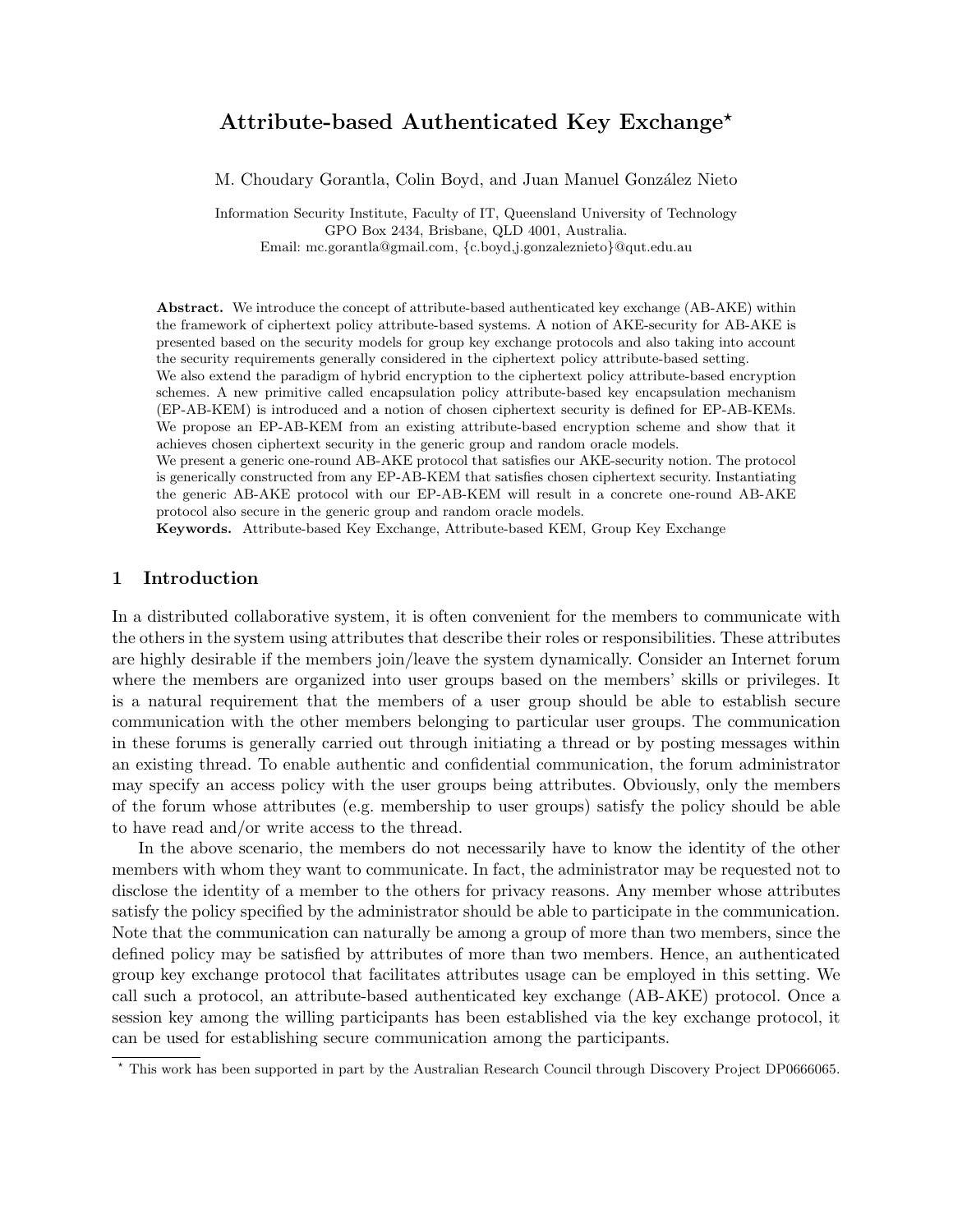# Attribute-based Authenticated Key Exchange*

M. Choudary Gorantla, Colin Boyd, and Juan Manuel González Nieto

Information Security Institute, Faculty of IT, Queensland University of Technology
GPO Box 2434, Brisbane, QLD 4001, Australia.
Email: mc.gorantla@gmail.com, {c.boyd,j.gonzaleznieto}@qut.edu.au

**Abstract.** We introduce the concept of attribute-based authenticated key exchange (AB-AKE) within the framework of ciphertext policy attribute-based systems. A notion of AKE-security for AB-AKE is presented based on the security models for group key exchange protocols and also taking into account the security requirements generally considered in the ciphertext policy attribute-based setting.
We also extend the paradigm of hybrid encryption to the ciphertext policy attribute-based encryption schemes. A new primitive called encapsulation policy attribute-based key encapsulation mechanism (EP-AB-KEM) is introduced and a notion of chosen ciphertext security is defined for EP-AB-KEMs. We propose an EP-AB-KEM from an existing attribute-based encryption scheme and show that it achieves chosen ciphertext security in the generic group and random oracle models.
We present a generic one-round AB-AKE protocol that satisfies our AKE-security notion. The protocol is generically constructed from any EP-AB-KEM that satisfies chosen ciphertext security. Instantiating the generic AB-AKE protocol with our EP-AB-KEM will result in a concrete one-round AB-AKE protocol also secure in the generic group and random oracle models.
**Keywords.** Attribute-based Key Exchange, Attribute-based KEM, Group Key Exchange

## 1 Introduction

In a distributed collaborative system, it is often convenient for the members to communicate with the others in the system using attributes that describe their roles or responsibilities. These attributes are highly desirable if the members join/leave the system dynamically. Consider an Internet forum where the members are organized into user groups based on the members' skills or privileges. It is a natural requirement that the members of a user group should be able to establish secure communication with the other members belonging to particular user groups. The communication in these forums is generally carried out through initiating a thread or by posting messages within an existing thread. To enable authentic and confidential communication, the forum administrator may specify an access policy with the user groups being attributes. Obviously, only the members of the forum whose attributes (e.g. membership to user groups) satisfy the policy should be able to have read and/or write access to the thread.

In the above scenario, the members do not necessarily have to know the identity of the other members with whom they want to communicate. In fact, the administrator may be requested not to disclose the identity of a member to the others for privacy reasons. Any member whose attributes satisfy the policy specified by the administrator should be able to participate in the communication. Note that the communication can naturally be among a group of more than two members, since the defined policy may be satisfied by attributes of more than two members. Hence, an authenticated group key exchange protocol that facilitates attributes usage can be employed in this setting. We call such a protocol, an attribute-based authenticated key exchange (AB-AKE) protocol. Once a session key among the willing participants has been established via the key exchange protocol, it can be used for establishing secure communication among the participants.

* This work has been supported in part by the Australian Research Council through Discovery Project DP0666065.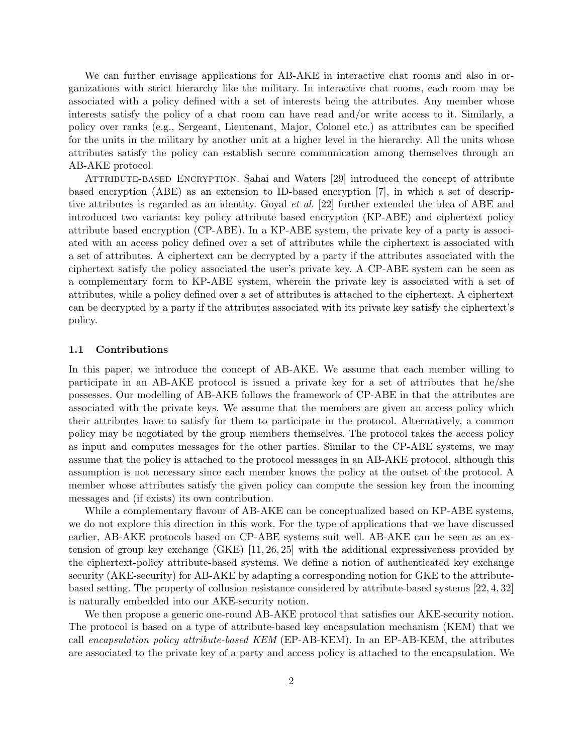We can further envisage applications for AB-AKE in interactive chat rooms and also in organizations with strict hierarchy like the military. In interactive chat rooms, each room may be associated with a policy defined with a set of interests being the attributes. Any member whose interests satisfy the policy of a chat room can have read and/or write access to it. Similarly, a policy over ranks (e.g., Sergeant, Lieutenant, Major, Colonel etc.) as attributes can be specified for the units in the military by another unit at a higher level in the hierarchy. All the units whose attributes satisfy the policy can establish secure communication among themselves through an AB-AKE protocol.

Attribute-based Encryption. Sahai and Waters [29] introduced the concept of attribute based encryption (ABE) as an extension to ID-based encryption [7], in which a set of descriptive attributes is regarded as an identity. Goyal *et al.* [22] further extended the idea of ABE and introduced two variants: key policy attribute based encryption (KP-ABE) and ciphertext policy attribute based encryption (CP-ABE). In a KP-ABE system, the private key of a party is associated with an access policy defined over a set of attributes while the ciphertext is associated with a set of attributes. A ciphertext can be decrypted by a party if the attributes associated with the ciphertext satisfy the policy associated the user's private key. A CP-ABE system can be seen as a complementary form to KP-ABE system, wherein the private key is associated with a set of attributes, while a policy defined over a set of attributes is attached to the ciphertext. A ciphertext can be decrypted by a party if the attributes associated with its private key satisfy the ciphertext's policy.

### 1.1 Contributions

In this paper, we introduce the concept of AB-AKE. We assume that each member willing to participate in an AB-AKE protocol is issued a private key for a set of attributes that he/she possesses. Our modelling of AB-AKE follows the framework of CP-ABE in that the attributes are associated with the private keys. We assume that the members are given an access policy which their attributes have to satisfy for them to participate in the protocol. Alternatively, a common policy may be negotiated by the group members themselves. The protocol takes the access policy as input and computes messages for the other parties. Similar to the CP-ABE systems, we may assume that the policy is attached to the protocol messages in an AB-AKE protocol, although this assumption is not necessary since each member knows the policy at the outset of the protocol. A member whose attributes satisfy the given policy can compute the session key from the incoming messages and (if exists) its own contribution.

While a complementary flavour of AB-AKE can be conceptualized based on KP-ABE systems, we do not explore this direction in this work. For the type of applications that we have discussed earlier, AB-AKE protocols based on CP-ABE systems suit well. AB-AKE can be seen as an extension of group key exchange (GKE) [11, 26, 25] with the additional expressiveness provided by the ciphertext-policy attribute-based systems. We define a notion of authenticated key exchange security (AKE-security) for AB-AKE by adapting a corresponding notion for GKE to the attribute-based setting. The property of collusion resistance considered by attribute-based systems [22, 4, 32] is naturally embedded into our AKE-security notion.

We then propose a generic one-round AB-AKE protocol that satisfies our AKE-security notion. The protocol is based on a type of attribute-based key encapsulation mechanism (KEM) that we call *encapsulation policy attribute-based KEM* (EP-AB-KEM). In an EP-AB-KEM, the attributes are associated to the private key of a party and access policy is attached to the encapsulation. We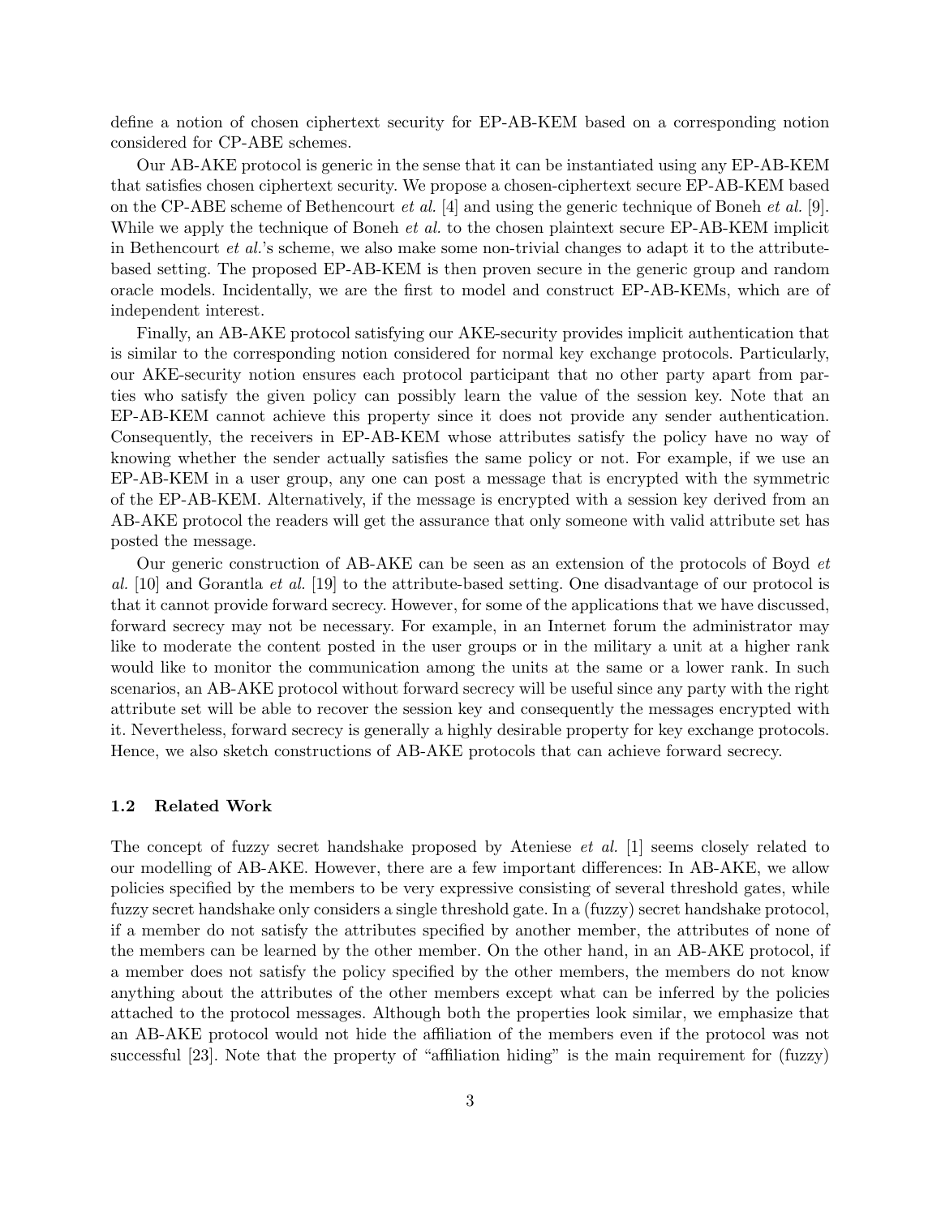define a notion of chosen ciphertext security for EP-AB-KEM based on a corresponding notion considered for CP-ABE schemes.

Our AB-AKE protocol is generic in the sense that it can be instantiated using any EP-AB-KEM that satisfies chosen ciphertext security. We propose a chosen-ciphertext secure EP-AB-KEM based on the CP-ABE scheme of Bethencourt *et al.* [4] and using the generic technique of Boneh *et al.* [9]. While we apply the technique of Boneh *et al.* to the chosen plaintext secure EP-AB-KEM implicit in Bethencourt *et al.*'s scheme, we also make some non-trivial changes to adapt it to the attribute-based setting. The proposed EP-AB-KEM is then proven secure in the generic group and random oracle models. Incidentally, we are the first to model and construct EP-AB-KEMs, which are of independent interest.

Finally, an AB-AKE protocol satisfying our AKE-security provides implicit authentication that is similar to the corresponding notion considered for normal key exchange protocols. Particularly, our AKE-security notion ensures each protocol participant that no other party apart from parties who satisfy the given policy can possibly learn the value of the session key. Note that an EP-AB-KEM cannot achieve this property since it does not provide any sender authentication. Consequently, the receivers in EP-AB-KEM whose attributes satisfy the policy have no way of knowing whether the sender actually satisfies the same policy or not. For example, if we use an EP-AB-KEM in a user group, any one can post a message that is encrypted with the symmetric of the EP-AB-KEM. Alternatively, if the message is encrypted with a session key derived from an AB-AKE protocol the readers will get the assurance that only someone with valid attribute set has posted the message.

Our generic construction of AB-AKE can be seen as an extension of the protocols of Boyd *et al.* [10] and Gorantla *et al.* [19] to the attribute-based setting. One disadvantage of our protocol is that it cannot provide forward secrecy. However, for some of the applications that we have discussed, forward secrecy may not be necessary. For example, in an Internet forum the administrator may like to moderate the content posted in the user groups or in the military a unit at a higher rank would like to monitor the communication among the units at the same or a lower rank. In such scenarios, an AB-AKE protocol without forward secrecy will be useful since any party with the right attribute set will be able to recover the session key and consequently the messages encrypted with it. Nevertheless, forward secrecy is generally a highly desirable property for key exchange protocols. Hence, we also sketch constructions of AB-AKE protocols that can achieve forward secrecy.

### 1.2 Related Work

The concept of fuzzy secret handshake proposed by Ateniese *et al.* [1] seems closely related to our modelling of AB-AKE. However, there are a few important differences: In AB-AKE, we allow policies specified by the members to be very expressive consisting of several threshold gates, while fuzzy secret handshake only considers a single threshold gate. In a (fuzzy) secret handshake protocol, if a member do not satisfy the attributes specified by another member, the attributes of none of the members can be learned by the other member. On the other hand, in an AB-AKE protocol, if a member does not satisfy the policy specified by the other members, the members do not know anything about the attributes of the other members except what can be inferred by the policies attached to the protocol messages. Although both the properties look similar, we emphasize that an AB-AKE protocol would not hide the affiliation of the members even if the protocol was not successful [23]. Note that the property of "affiliation hiding" is the main requirement for (fuzzy)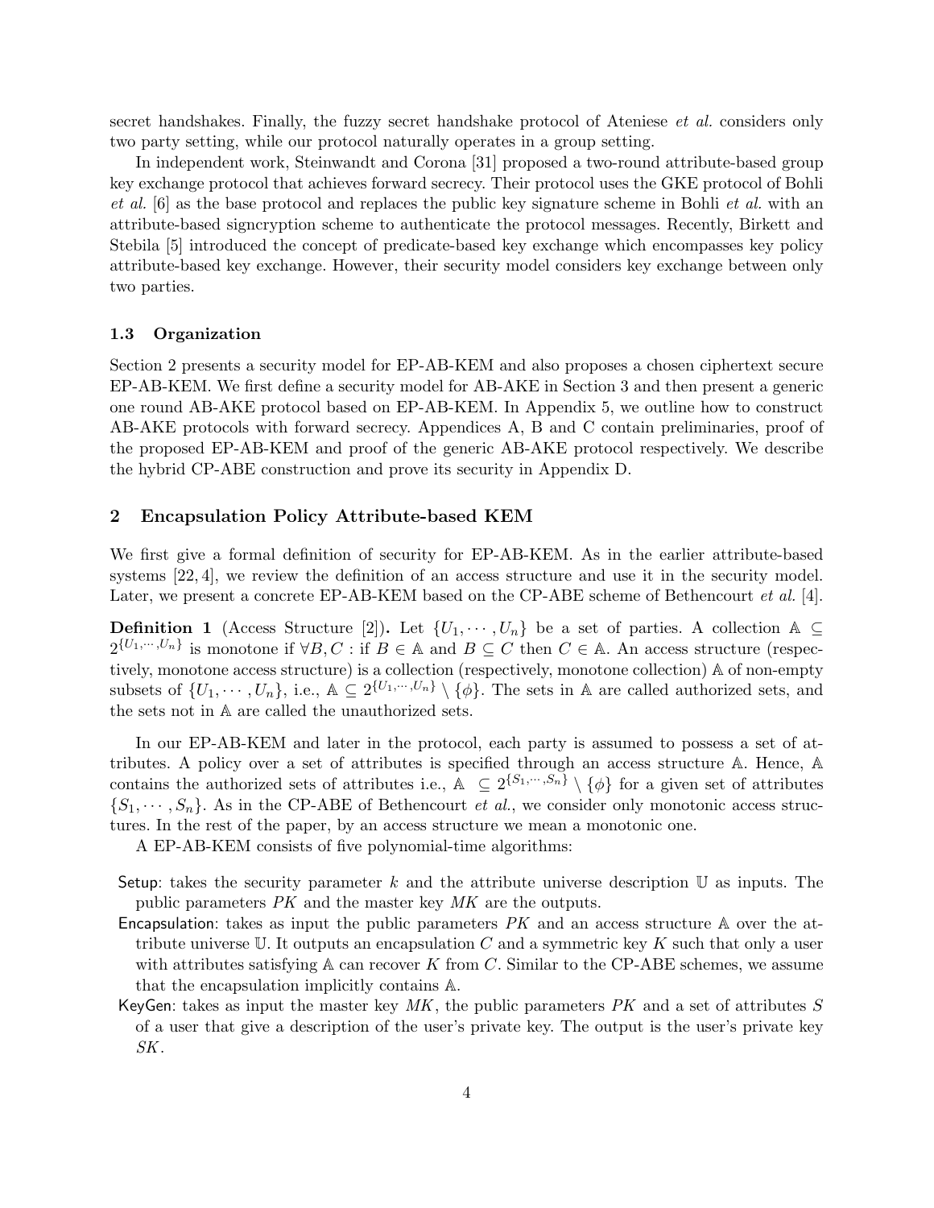secret handshakes. Finally, the fuzzy secret handshake protocol of Ateniese *et al.* considers only two party setting, while our protocol naturally operates in a group setting.

In independent work, Steinwandt and Corona [31] proposed a two-round attribute-based group key exchange protocol that achieves forward secrecy. Their protocol uses the GKE protocol of Bohli *et al.* [6] as the base protocol and replaces the public key signature scheme in Bohli *et al.* with an attribute-based signcryption scheme to authenticate the protocol messages. Recently, Birkett and Stebila [5] introduced the concept of predicate-based key exchange which encompasses key policy attribute-based key exchange. However, their security model considers key exchange between only two parties.

### 1.3 Organization

Section 2 presents a security model for EP-AB-KEM and also proposes a chosen ciphertext secure EP-AB-KEM. We first define a security model for AB-AKE in Section 3 and then present a generic one round AB-AKE protocol based on EP-AB-KEM. In Appendix 5, we outline how to construct AB-AKE protocols with forward secrecy. Appendices A, B and C contain preliminaries, proof of the proposed EP-AB-KEM and proof of the generic AB-AKE protocol respectively. We describe the hybrid CP-ABE construction and prove its security in Appendix D.

## 2 Encapsulation Policy Attribute-based KEM

We first give a formal definition of security for EP-AB-KEM. As in the earlier attribute-based systems [22, 4], we review the definition of an access structure and use it in the security model. Later, we present a concrete EP-AB-KEM based on the CP-ABE scheme of Bethencourt *et al.* [4].

**Definition 1** (Access Structure [2])**.** Let $\{U_1, \cdots, U_n\}$ be a set of parties. A collection $\mathbb{A} \subseteq 2^{\{U_1,\cdots,U_n\}}$ is monotone if $\forall B, C$ : if $B \in \mathbb{A}$ and $B \subseteq C$ then $C \in \mathbb{A}$. An access structure (respectively, monotone access structure) is a collection (respectively, monotone collection) $\mathbb{A}$ of non-empty subsets of $\{U_1, \cdots, U_n\}$, i.e., $\mathbb{A} \subseteq 2^{\{U_1,\cdots,U_n\}} \setminus \{\phi\}$. The sets in $\mathbb{A}$ are called authorized sets, and the sets not in $\mathbb{A}$ are called the unauthorized sets.

In our EP-AB-KEM and later in the protocol, each party is assumed to possess a set of attributes. A policy over a set of attributes is specified through an access structure $\mathbb{A}$. Hence, $\mathbb{A}$ contains the authorized sets of attributes i.e., $\mathbb{A} \subseteq 2^{\{S_1,\cdots,S_n\}} \setminus \{\phi\}$ for a given set of attributes $\{S_1, \cdots, S_n\}$. As in the CP-ABE of Bethencourt *et al.*, we consider only monotonic access structures. In the rest of the paper, by an access structure we mean a monotonic one.

A EP-AB-KEM consists of five polynomial-time algorithms:

- Setup: takes the security parameter $k$ and the attribute universe description $\mathbb{U}$ as inputs. The public parameters $PK$ and the master key $MK$ are the outputs.
- Encapsulation: takes as input the public parameters $PK$ and an access structure $\mathbb{A}$ over the attribute universe $\mathbb{U}$. It outputs an encapsulation $C$ and a symmetric key $K$ such that only a user with attributes satisfying $\mathbb{A}$ can recover $K$ from $C$. Similar to the CP-ABE schemes, we assume that the encapsulation implicitly contains $\mathbb{A}$.
- KeyGen: takes as input the master key $MK$, the public parameters $PK$ and a set of attributes $S$ of a user that give a description of the user's private key. The output is the user's private key $SK$.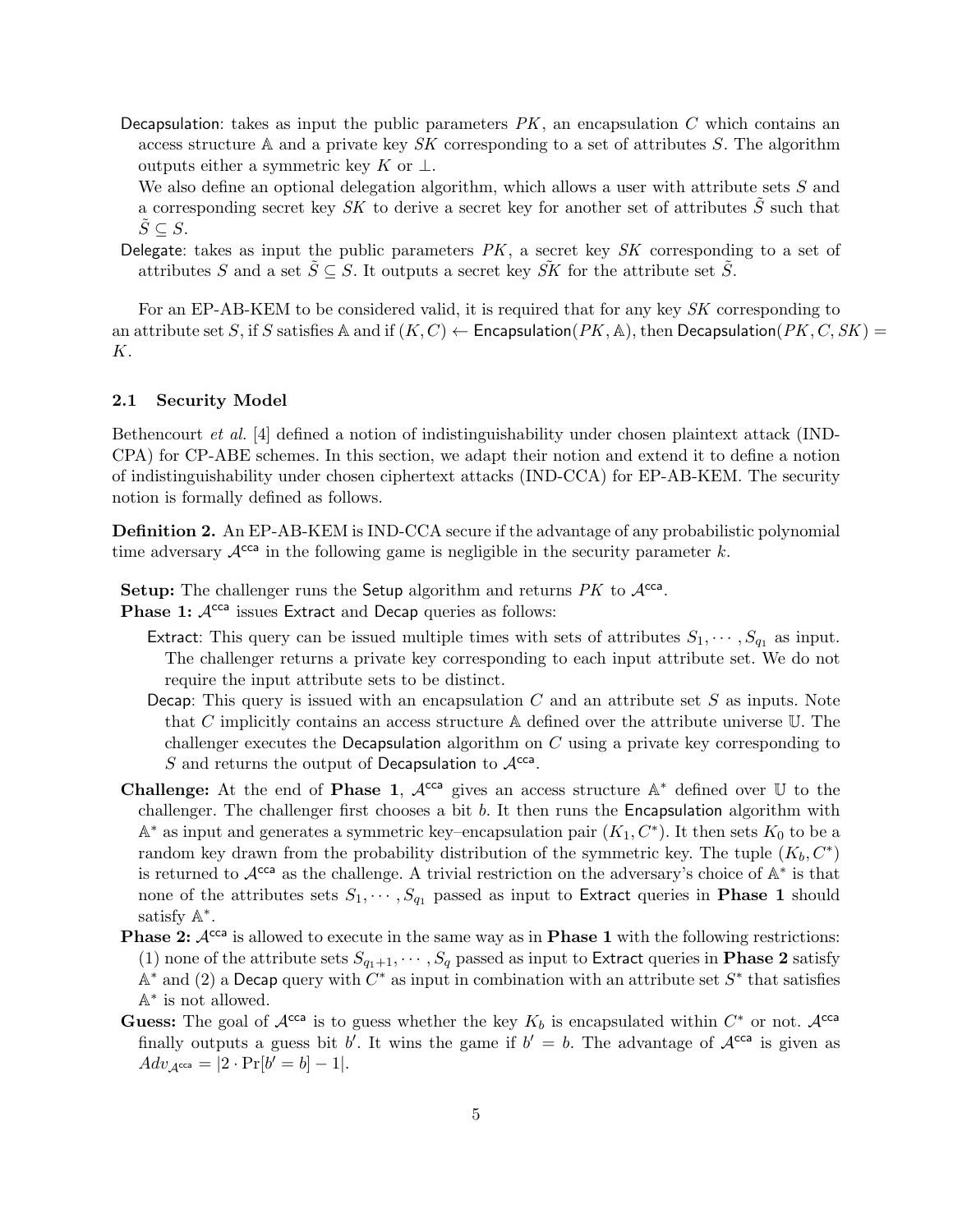Decapsulation: takes as input the public parameters $PK$, an encapsulation $C$ which contains an access structure $\mathbb{A}$ and a private key $SK$ corresponding to a set of attributes $S$. The algorithm outputs either a symmetric key $K$ or $\perp$.

We also define an optional delegation algorithm, which allows a user with attribute sets $S$ and a corresponding secret key $SK$ to derive a secret key for another set of attributes $\tilde{S}$ such that $\tilde{S} \subseteq S$.

Delegate: takes as input the public parameters $PK$, a secret key $SK$ corresponding to a set of attributes $S$ and a set $\tilde{S} \subseteq S$. It outputs a secret key $\tilde{SK}$ for the attribute set $\tilde{S}$.

For an EP-AB-KEM to be considered valid, it is required that for any key $SK$ corresponding to an attribute set $S$, if $S$ satisfies $\mathbb{A}$ and if $(K, C) \leftarrow \mathsf{Encapsulation}(PK, \mathbb{A})$, then $\mathsf{Decapsulation}(PK, C, SK) = K$.

### 2.1 Security Model

Bethencourt *et al.* [4] defined a notion of indistinguishability under chosen plaintext attack (IND-CPA) for CP-ABE schemes. In this section, we adapt their notion and extend it to define a notion of indistinguishability under chosen ciphertext attacks (IND-CCA) for EP-AB-KEM. The security notion is formally defined as follows.

**Definition 2.** An EP-AB-KEM is IND-CCA secure if the advantage of any probabilistic polynomial time adversary $\mathcal{A}^{\mathsf{cca}}$ in the following game is negligible in the security parameter $k$.

**Setup:** The challenger runs the Setup algorithm and returns $PK$ to $\mathcal{A}^{\mathsf{cca}}$.

**Phase 1:** $\mathcal{A}^{\mathsf{cca}}$ issues Extract and Decap queries as follows:

- Extract: This query can be issued multiple times with sets of attributes $S_1, \cdots, S_{q_1}$ as input. The challenger returns a private key corresponding to each input attribute set. We do not require the input attribute sets to be distinct.
- Decap: This query is issued with an encapsulation $C$ and an attribute set $S$ as inputs. Note that $C$ implicitly contains an access structure $\mathbb{A}$ defined over the attribute universe $\mathbb{U}$. The challenger executes the Decapsulation algorithm on $C$ using a private key corresponding to $S$ and returns the output of Decapsulation to $\mathcal{A}^{\mathsf{cca}}$.

**Challenge:** At the end of **Phase 1**, $\mathcal{A}^{\mathsf{cca}}$ gives an access structure $\mathbb{A}^*$ defined over $\mathbb{U}$ to the challenger. The challenger first chooses a bit $b$. It then runs the Encapsulation algorithm with $\mathbb{A}^*$ as input and generates a symmetric key–encapsulation pair $(K_1, C^*)$. It then sets $K_0$ to be a random key drawn from the probability distribution of the symmetric key. The tuple $(K_b, C^*)$ is returned to $\mathcal{A}^{\mathsf{cca}}$ as the challenge. A trivial restriction on the adversary's choice of $\mathbb{A}^*$ is that none of the attributes sets $S_1, \cdots, S_{q_1}$ passed as input to Extract queries in **Phase 1** should satisfy $\mathbb{A}^*$.

**Phase 2:** $\mathcal{A}^{\mathsf{cca}}$ is allowed to execute in the same way as in **Phase 1** with the following restrictions: (1) none of the attribute sets $S_{q_1+1}, \cdots, S_q$ passed as input to Extract queries in **Phase 2** satisfy $\mathbb{A}^*$ and (2) a Decap query with $C^*$ as input in combination with an attribute set $S^*$ that satisfies $\mathbb{A}^*$ is not allowed.

**Guess:** The goal of $\mathcal{A}^{\mathsf{cca}}$ is to guess whether the key $K_b$ is encapsulated within $C^*$ or not. $\mathcal{A}^{\mathsf{cca}}$ finally outputs a guess bit $b'$. It wins the game if $b' = b$. The advantage of $\mathcal{A}^{\mathsf{cca}}$ is given as $Adv_{\mathcal{A}^{\mathsf{cca}}} = |2 \cdot \Pr[b' = b] - 1|$.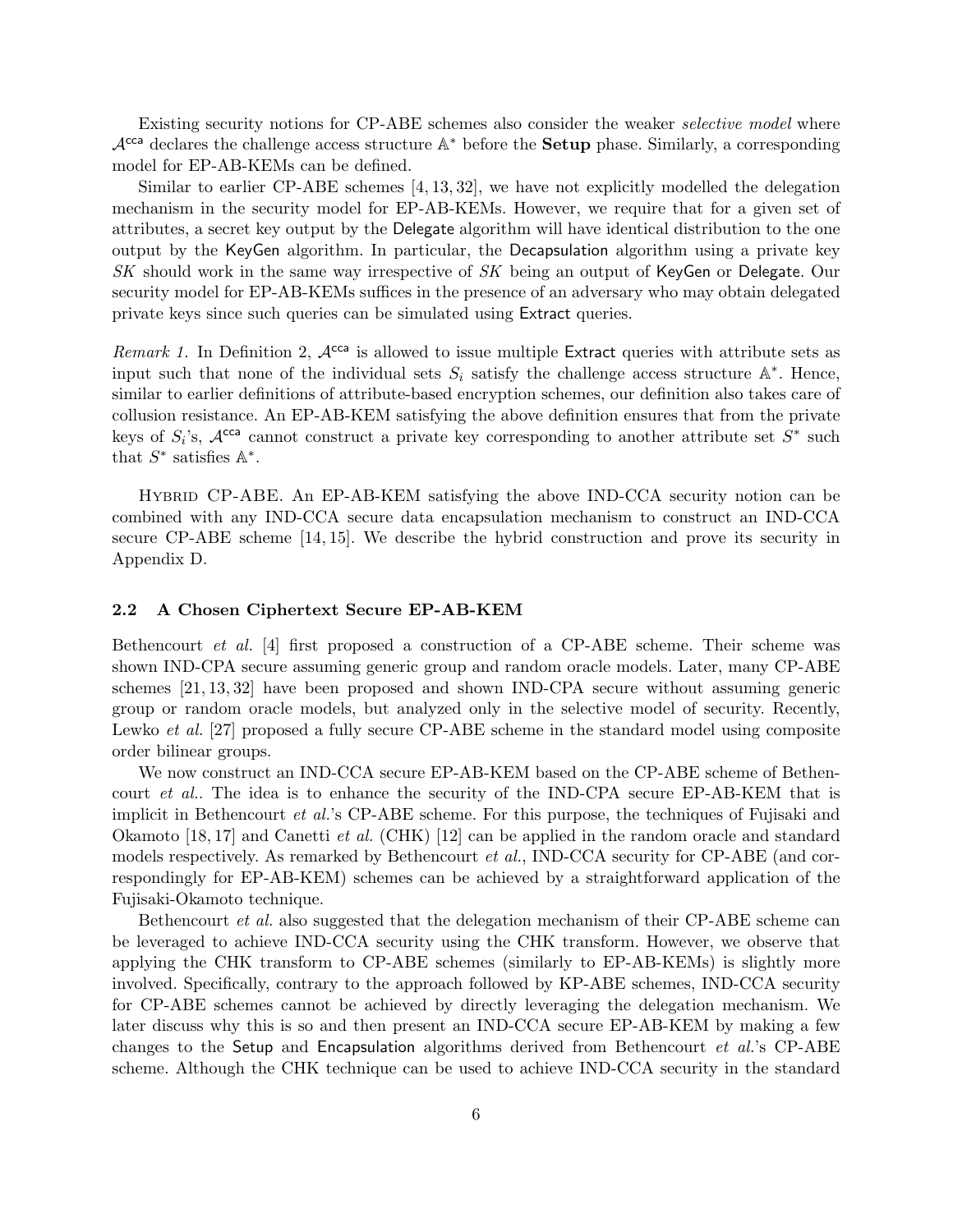Existing security notions for CP-ABE schemes also consider the weaker *selective model* where $\mathcal{A}^{\mathsf{cca}}$ declares the challenge access structure $\mathbb{A}^*$ before the **Setup** phase. Similarly, a corresponding model for EP-AB-KEMs can be defined.

Similar to earlier CP-ABE schemes [4, 13, 32], we have not explicitly modelled the delegation mechanism in the security model for EP-AB-KEMs. However, we require that for a given set of attributes, a secret key output by the Delegate algorithm will have identical distribution to the one output by the KeyGen algorithm. In particular, the Decapsulation algorithm using a private key $SK$ should work in the same way irrespective of $SK$ being an output of KeyGen or Delegate. Our security model for EP-AB-KEMs suffices in the presence of an adversary who may obtain delegated private keys since such queries can be simulated using Extract queries.

*Remark 1.* In Definition 2, $\mathcal{A}^{\mathsf{cca}}$ is allowed to issue multiple Extract queries with attribute sets as input such that none of the individual sets $S_i$ satisfy the challenge access structure $\mathbb{A}^*$. Hence, similar to earlier definitions of attribute-based encryption schemes, our definition also takes care of collusion resistance. An EP-AB-KEM satisfying the above definition ensures that from the private keys of $S_i$'s, $\mathcal{A}^{\mathsf{cca}}$ cannot construct a private key corresponding to another attribute set $S^*$ such that $S^*$ satisfies $\mathbb{A}^*$.

Hybrid CP-ABE. An EP-AB-KEM satisfying the above IND-CCA security notion can be combined with any IND-CCA secure data encapsulation mechanism to construct an IND-CCA secure CP-ABE scheme [14, 15]. We describe the hybrid construction and prove its security in Appendix D.

### 2.2 A Chosen Ciphertext Secure EP-AB-KEM

Bethencourt *et al.* [4] first proposed a construction of a CP-ABE scheme. Their scheme was shown IND-CPA secure assuming generic group and random oracle models. Later, many CP-ABE schemes [21, 13, 32] have been proposed and shown IND-CPA secure without assuming generic group or random oracle models, but analyzed only in the selective model of security. Recently, Lewko *et al.* [27] proposed a fully secure CP-ABE scheme in the standard model using composite order bilinear groups.

We now construct an IND-CCA secure EP-AB-KEM based on the CP-ABE scheme of Bethencourt *et al.*. The idea is to enhance the security of the IND-CPA secure EP-AB-KEM that is implicit in Bethencourt *et al.*'s CP-ABE scheme. For this purpose, the techniques of Fujisaki and Okamoto [18, 17] and Canetti *et al.* (CHK) [12] can be applied in the random oracle and standard models respectively. As remarked by Bethencourt *et al.*, IND-CCA security for CP-ABE (and correspondingly for EP-AB-KEM) schemes can be achieved by a straightforward application of the Fujisaki-Okamoto technique.

Bethencourt *et al.* also suggested that the delegation mechanism of their CP-ABE scheme can be leveraged to achieve IND-CCA security using the CHK transform. However, we observe that applying the CHK transform to CP-ABE schemes (similarly to EP-AB-KEMs) is slightly more involved. Specifically, contrary to the approach followed by KP-ABE schemes, IND-CCA security for CP-ABE schemes cannot be achieved by directly leveraging the delegation mechanism. We later discuss why this is so and then present an IND-CCA secure EP-AB-KEM by making a few changes to the Setup and Encapsulation algorithms derived from Bethencourt *et al.*'s CP-ABE scheme. Although the CHK technique can be used to achieve IND-CCA security in the standard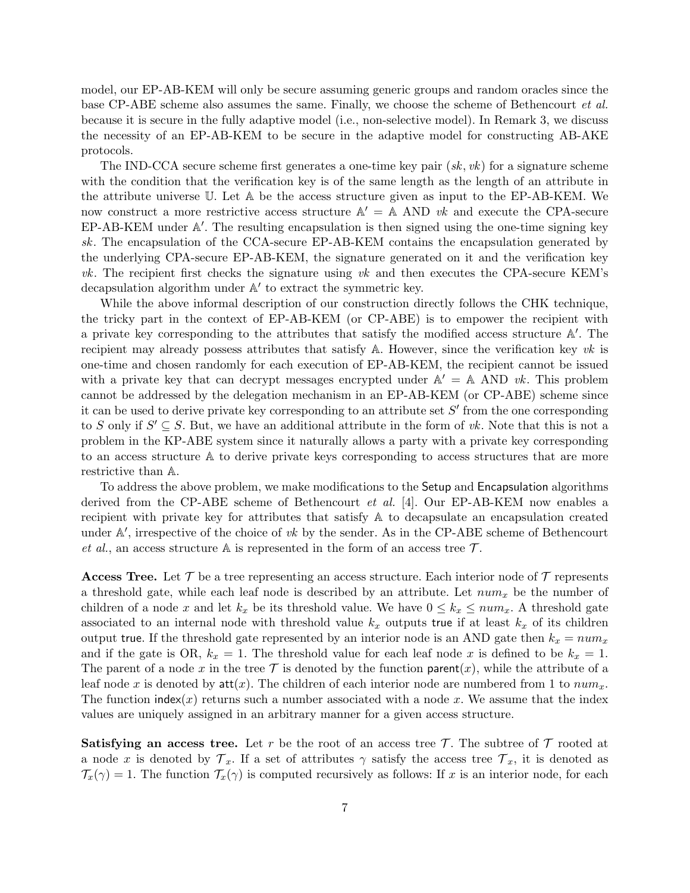model, our EP-AB-KEM will only be secure assuming generic groups and random oracles since the base CP-ABE scheme also assumes the same. Finally, we choose the scheme of Bethencourt *et al.* because it is secure in the fully adaptive model (i.e., non-selective model). In Remark 3, we discuss the necessity of an EP-AB-KEM to be secure in the adaptive model for constructing AB-AKE protocols.

The IND-CCA secure scheme first generates a one-time key pair $(sk, vk)$ for a signature scheme with the condition that the verification key is of the same length as the length of an attribute in the attribute universe $\mathbb{U}$. Let $\mathbb{A}$ be the access structure given as input to the EP-AB-KEM. We now construct a more restrictive access structure $\mathbb{A}' = \mathbb{A}$ AND $vk$ and execute the CPA-secure EP-AB-KEM under $\mathbb{A}'$. The resulting encapsulation is then signed using the one-time signing key $sk$. The encapsulation of the CCA-secure EP-AB-KEM contains the encapsulation generated by the underlying CPA-secure EP-AB-KEM, the signature generated on it and the verification key $vk$. The recipient first checks the signature using $vk$ and then executes the CPA-secure KEM's decapsulation algorithm under $\mathbb{A}'$ to extract the symmetric key.

While the above informal description of our construction directly follows the CHK technique, the tricky part in the context of EP-AB-KEM (or CP-ABE) is to empower the recipient with a private key corresponding to the attributes that satisfy the modified access structure $\mathbb{A}'$. The recipient may already possess attributes that satisfy $\mathbb{A}$. However, since the verification key $vk$ is one-time and chosen randomly for each execution of EP-AB-KEM, the recipient cannot be issued with a private key that can decrypt messages encrypted under $\mathbb{A}' = \mathbb{A}$ AND $vk$. This problem cannot be addressed by the delegation mechanism in an EP-AB-KEM (or CP-ABE) scheme since it can be used to derive private key corresponding to an attribute set $S'$ from the one corresponding to $S$ only if $S' \subseteq S$. But, we have an additional attribute in the form of $vk$. Note that this is not a problem in the KP-ABE system since it naturally allows a party with a private key corresponding to an access structure $\mathbb{A}$ to derive private keys corresponding to access structures that are more restrictive than $\mathbb{A}$.

To address the above problem, we make modifications to the Setup and Encapsulation algorithms derived from the CP-ABE scheme of Bethencourt *et al.* [4]. Our EP-AB-KEM now enables a recipient with private key for attributes that satisfy $\mathbb{A}$ to decapsulate an encapsulation created under $\mathbb{A}'$, irrespective of the choice of $vk$ by the sender. As in the CP-ABE scheme of Bethencourt *et al.*, an access structure $\mathbb{A}$ is represented in the form of an access tree $\mathcal{T}$.

**Access Tree.** Let $\mathcal{T}$ be a tree representing an access structure. Each interior node of $\mathcal{T}$ represents a threshold gate, while each leaf node is described by an attribute. Let $num_x$ be the number of children of a node $x$ and let $k_x$ be its threshold value. We have $0 \leq k_x \leq num_x$. A threshold gate associated to an internal node with threshold value $k_x$ outputs true if at least $k_x$ of its children output true. If the threshold gate represented by an interior node is an AND gate then $k_x = num_x$ and if the gate is OR, $k_x = 1$. The threshold value for each leaf node $x$ is defined to be $k_x = 1$. The parent of a node $x$ in the tree $\mathcal{T}$ is denoted by the function $\mathsf{parent}(x)$, while the attribute of a leaf node $x$ is denoted by $\mathsf{att}(x)$. The children of each interior node are numbered from 1 to $num_x$. The function $\mathsf{index}(x)$ returns such a number associated with a node $x$. We assume that the index values are uniquely assigned in an arbitrary manner for a given access structure.

**Satisfying an access tree.** Let $r$ be the root of an access tree $\mathcal{T}$. The subtree of $\mathcal{T}$ rooted at a node $x$ is denoted by $\mathcal{T}_x$. If a set of attributes $\gamma$ satisfy the access tree $\mathcal{T}_x$, it is denoted as $\mathcal{T}_x(\gamma) = 1$. The function $\mathcal{T}_x(\gamma)$ is computed recursively as follows: If $x$ is an interior node, for each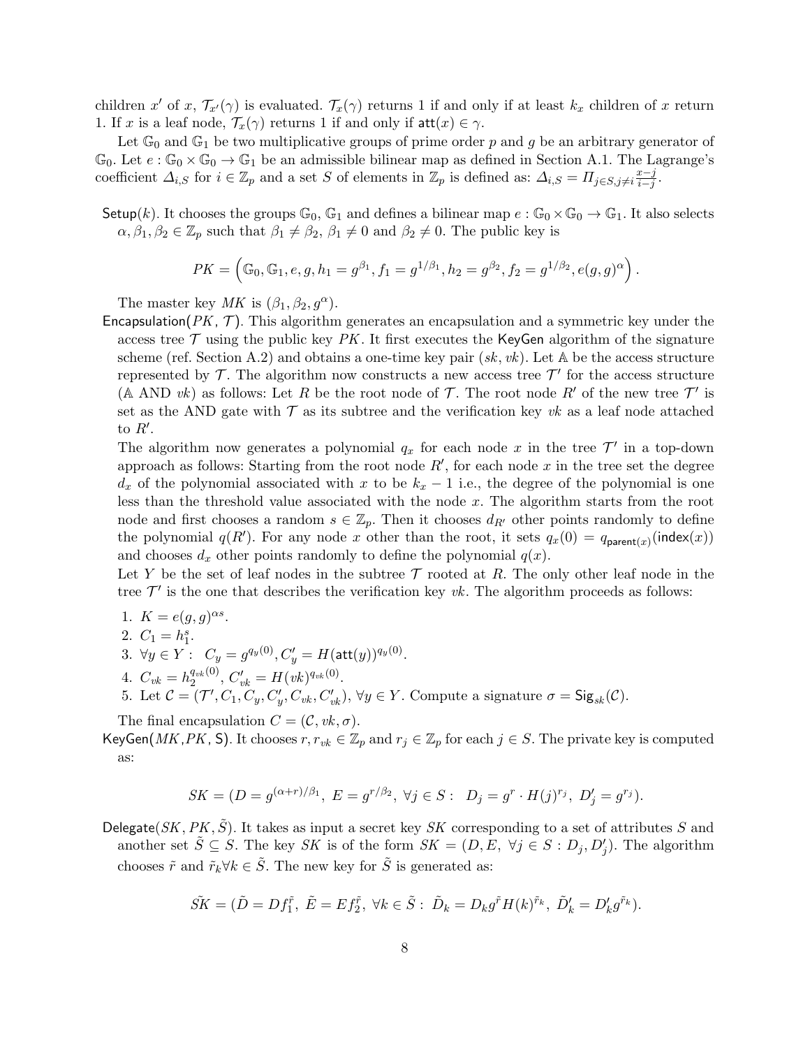children $x'$ of $x$, $\mathcal{T}_{x'}(\gamma)$ is evaluated. $\mathcal{T}_x(\gamma)$ returns 1 if and only if at least $k_x$ children of $x$ return 1. If $x$ is a leaf node, $\mathcal{T}_x(\gamma)$ returns 1 if and only if $\mathsf{att}(x) \in \gamma$.

Let $\mathbb{G}_0$ and $\mathbb{G}_1$ be two multiplicative groups of prime order $p$ and $g$ be an arbitrary generator of $\mathbb{G}_0$. Let $e : \mathbb{G}_0 \times \mathbb{G}_0 \to \mathbb{G}_1$ be an admissible bilinear map as defined in Section A.1. The Lagrange's coefficient $\Delta_{i,S}$ for $i \in \mathbb{Z}_p$ and a set $S$ of elements in $\mathbb{Z}_p$ is defined as: $\Delta_{i,S} = \Pi_{j \in S, j \neq i} \frac{x-j}{i-j}$.

$\mathsf{Setup}(k)$. It chooses the groups $\mathbb{G}_0$, $\mathbb{G}_1$ and defines a bilinear map $e : \mathbb{G}_0 \times \mathbb{G}_0 \to \mathbb{G}_1$. It also selects $\alpha, \beta_1, \beta_2 \in \mathbb{Z}_p$ such that $\beta_1 \neq \beta_2$, $\beta_1 \neq 0$ and $\beta_2 \neq 0$. The public key is

$$PK = \left( \mathbb{G}_0, \mathbb{G}_1, e, g, h_1 = g^{\beta_1}, f_1 = g^{1/\beta_1}, h_2 = g^{\beta_2}, f_2 = g^{1/\beta_2}, e(g,g)^{\alpha} \right).$$

The master key $MK$ is $(\beta_1, \beta_2, g^{\alpha})$.

$\mathsf{Encapsulation}(PK, \mathcal{T})$. This algorithm generates an encapsulation and a symmetric key under the access tree $\mathcal{T}$ using the public key $PK$. It first executes the $\mathsf{KeyGen}$ algorithm of the signature scheme (ref. Section A.2) and obtains a one-time key pair $(sk, vk)$. Let $\mathbb{A}$ be the access structure represented by $\mathcal{T}$. The algorithm now constructs a new access tree $\mathcal{T}'$ for the access structure ($\mathbb{A}$ AND $vk$) as follows: Let $R$ be the root node of $\mathcal{T}$. The root node $R'$ of the new tree $\mathcal{T}'$ is set as the AND gate with $\mathcal{T}$ as its subtree and the verification key $vk$ as a leaf node attached to $R'$.

The algorithm now generates a polynomial $q_x$ for each node $x$ in the tree $\mathcal{T}'$ in a top-down approach as follows: Starting from the root node $R'$, for each node $x$ in the tree set the degree $d_x$ of the polynomial associated with $x$ to be $k_x - 1$ i.e., the degree of the polynomial is one less than the threshold value associated with the node $x$. The algorithm starts from the root node and first chooses a random $s \in \mathbb{Z}_p$. Then it chooses $d_{R'}$ other points randomly to define the polynomial $q(R')$. For any node $x$ other than the root, it sets $q_x(0) = q_{\mathsf{parent}(x)}(\mathsf{index}(x))$ and chooses $d_x$ other points randomly to define the polynomial $q(x)$.

Let $Y$ be the set of leaf nodes in the subtree $\mathcal{T}$ rooted at $R$. The only other leaf node in the tree $\mathcal{T}'$ is the one that describes the verification key $vk$. The algorithm proceeds as follows:

1. $K = e(g,g)^{\alpha s}$.
2. $C_1 = h_1^s$.
3. $\forall y \in Y: \;\; C_y = g^{q_y(0)}, C'_y = H(\mathsf{att}(y))^{q_y(0)}$.
4. $C_{vk} = h_2^{q_{vk}(0)}$, $C'_{vk} = H(vk)^{q_{vk}(0)}$.
5. Let $\mathcal{C} = (\mathcal{T}', C_1, C_y, C'_y, C_{vk}, C'_{vk})$, $\forall y \in Y$. Compute a signature $\sigma = \mathsf{Sig}_{sk}(\mathcal{C})$.

The final encapsulation $C = (\mathcal{C}, vk, \sigma)$.

$\mathsf{KeyGen}(MK, PK, \mathsf{S})$. It chooses $r, r_{vk} \in \mathbb{Z}_p$ and $r_j \in \mathbb{Z}_p$ for each $j \in S$. The private key is computed as:

$$SK = (D = g^{(\alpha + r)/\beta_1},\; E = g^{r/\beta_2},\; \forall j \in S: \;\; D_j = g^r \cdot H(j)^{r_j},\; D'_j = g^{r_j}).$$

$\mathsf{Delegate}(SK, PK, \tilde{S})$. It takes as input a secret key $SK$ corresponding to a set of attributes $S$ and another set $\tilde{S} \subseteq S$. The key $SK$ is of the form $SK = (D, E, \; \forall j \in S: D_j, D'_j)$. The algorithm chooses $\tilde{r}$ and $\tilde{r}_k \forall k \in \tilde{S}$. The new key for $\tilde{S}$ is generated as:

$$\tilde{SK} = (\tilde{D} = D f_1^{\tilde{r}},\; \tilde{E} = E f_2^{\tilde{r}},\; \forall k \in \tilde{S}: \; \tilde{D}_k = D_k g^{\tilde{r}} H(k)^{\tilde{r}_k},\; \tilde{D}'_k = D'_k g^{\tilde{r}_k}).$$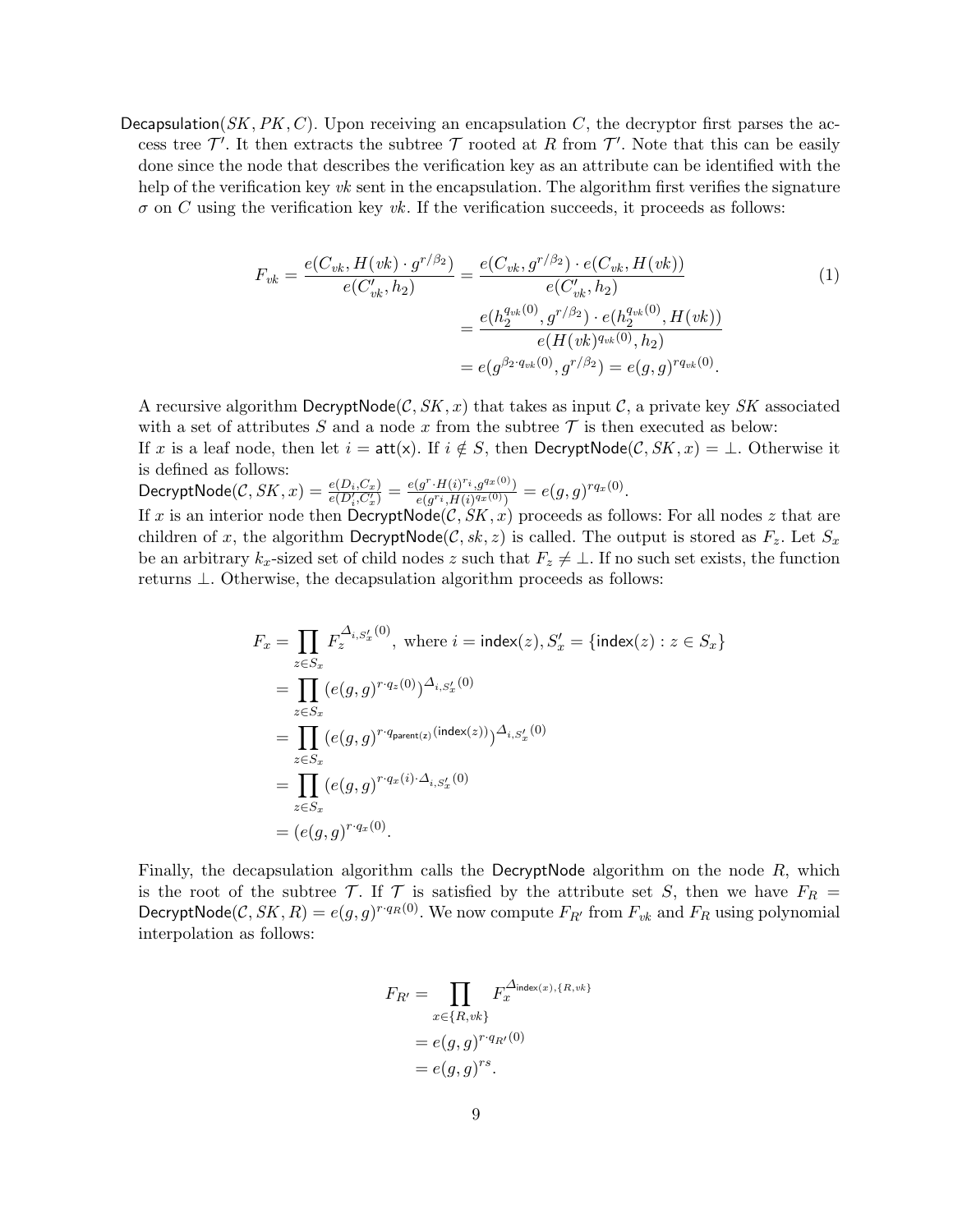$\mathsf{Decapsulation}(SK, PK, C)$. Upon receiving an encapsulation $C$, the decryptor first parses the access tree $\mathcal{T}'$. It then extracts the subtree $\mathcal{T}$ rooted at $R$ from $\mathcal{T}'$. Note that this can be easily done since the node that describes the verification key as an attribute can be identified with the help of the verification key $vk$ sent in the encapsulation. The algorithm first verifies the signature $\sigma$ on $C$ using the verification key $vk$. If the verification succeeds, it proceeds as follows:

$$
\begin{aligned}
F_{vk} = \frac{e(C_{vk}, H(vk) \cdot g^{r/\beta_2})}{e(C'_{vk}, h_2)} &= \frac{e(C_{vk}, g^{r/\beta_2}) \cdot e(C_{vk}, H(vk))}{e(C'_{vk}, h_2)} \\
&= \frac{e(h_2^{q_{vk}(0)}, g^{r/\beta_2}) \cdot e(h_2^{q_{vk}(0)}, H(vk))}{e(H(vk)^{q_{vk}(0)}, h_2)} \\
&= e(g^{\beta_2 \cdot q_{vk}(0)}, g^{r/\beta_2}) = e(g,g)^{rq_{vk}(0)}.
\end{aligned} \tag{1}
$$

A recursive algorithm $\mathsf{DecryptNode}(\mathcal{C}, SK, x)$ that takes as input $\mathcal{C}$, a private key $SK$ associated with a set of attributes $S$ and a node $x$ from the subtree $\mathcal{T}$ is then executed as below:
If $x$ is a leaf node, then let $i = \mathsf{att(x)}$. If $i \notin S$, then $\mathsf{DecryptNode}(\mathcal{C}, SK, x) = \perp$. Otherwise it is defined as follows:
$\mathsf{DecryptNode}(\mathcal{C}, SK, x) = \frac{e(D_i, C_x)}{e(D'_i, C'_x)} = \frac{e(g^r \cdot H(i)^{r_i}, g^{q_x(0)})}{e(g^{r_i}, H(i)^{q_x(0)})} = e(g,g)^{rq_x(0)}$.
If $x$ is an interior node then $\mathsf{DecryptNode}(\mathcal{C}, SK, x)$ proceeds as follows: For all nodes $z$ that are children of $x$, the algorithm $\mathsf{DecryptNode}(\mathcal{C}, sk, z)$ is called. The output is stored as $F_z$. Let $S_x$ be an arbitrary $k_x$-sized set of child nodes $z$ such that $F_z \neq \perp$. If no such set exists, the function returns $\perp$. Otherwise, the decapsulation algorithm proceeds as follows:

$$
\begin{aligned}
F_x &= \prod_{z \in S_x} F_z^{\Delta_{i, S'_x}(0)}, \text{ where } i = \mathsf{index}(z), S'_x = \{\mathsf{index}(z) : z \in S_x\} \\
&= \prod_{z \in S_x} \left(e(g,g)^{r \cdot q_z(0)}\right)^{\Delta_{i, S'_x}(0)} \\
&= \prod_{z \in S_x} \left(e(g,g)^{r \cdot q_{\mathsf{parent(z)}}(\mathsf{index}(z))}\right)^{\Delta_{i, S'_x}(0)} \\
&= \prod_{z \in S_x} \left(e(g,g)^{r \cdot q_x(i) \cdot \Delta_{i, S'_x}(0)}\right. \\
&= (e(g,g)^{r \cdot q_x(0)}.
\end{aligned}
$$

Finally, the decapsulation algorithm calls the $\mathsf{DecryptNode}$ algorithm on the node $R$, which is the root of the subtree $\mathcal{T}$. If $\mathcal{T}$ is satisfied by the attribute set $S$, then we have $F_R = \mathsf{DecryptNode}(\mathcal{C}, SK, R) = e(g,g)^{r \cdot q_R(0)}$. We now compute $F_{R'}$ from $F_{vk}$ and $F_R$ using polynomial interpolation as follows:

$$
\begin{aligned}
F_{R'} &= \prod_{x \in \{R, vk\}} F_x^{\Delta_{\mathsf{index}(x), \{R, vk\}}} \\
&= e(g,g)^{r \cdot q_{R'}(0)} \\
&= e(g,g)^{rs}.
\end{aligned}
$$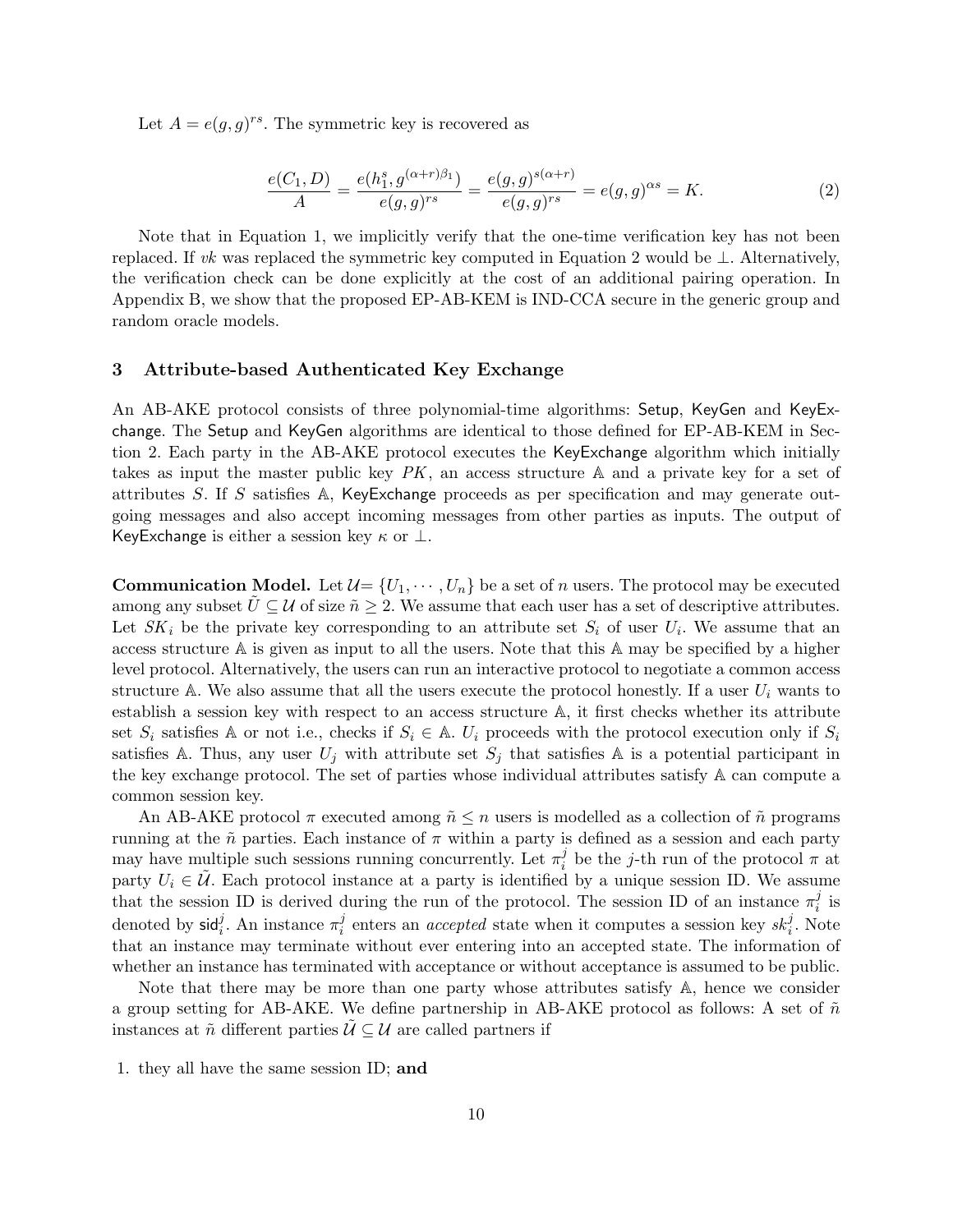Let $A = e(g,g)^{rs}$. The symmetric key is recovered as

$$\frac{e(C_1, D)}{A} = \frac{e(h_1^s, g^{(\alpha+r)\beta_1})}{e(g,g)^{rs}} = \frac{e(g,g)^{s(\alpha+r)}}{e(g,g)^{rs}} = e(g,g)^{\alpha s} = K. \tag{2}$$

Note that in Equation 1, we implicitly verify that the one-time verification key has not been replaced. If $vk$ was replaced the symmetric key computed in Equation 2 would be $\perp$. Alternatively, the verification check can be done explicitly at the cost of an additional pairing operation. In Appendix B, we show that the proposed EP-AB-KEM is IND-CCA secure in the generic group and random oracle models.

## 3 Attribute-based Authenticated Key Exchange

An AB-AKE protocol consists of three polynomial-time algorithms: Setup, KeyGen and KeyExchange. The Setup and KeyGen algorithms are identical to those defined for EP-AB-KEM in Section 2. Each party in the AB-AKE protocol executes the KeyExchange algorithm which initially takes as input the master public key $PK$, an access structure $\mathbb{A}$ and a private key for a set of attributes $S$. If $S$ satisfies $\mathbb{A}$, KeyExchange proceeds as per specification and may generate outgoing messages and also accept incoming messages from other parties as inputs. The output of KeyExchange is either a session key $\kappa$ or $\perp$.

**Communication Model.** Let $\mathcal{U} = \{U_1, \cdots, U_n\}$ be a set of $n$ users. The protocol may be executed among any subset $\tilde{U} \subseteq \mathcal{U}$ of size $\tilde{n} \geq 2$. We assume that each user has a set of descriptive attributes. Let $SK_i$ be the private key corresponding to an attribute set $S_i$ of user $U_i$. We assume that an access structure $\mathbb{A}$ is given as input to all the users. Note that this $\mathbb{A}$ may be specified by a higher level protocol. Alternatively, the users can run an interactive protocol to negotiate a common access structure $\mathbb{A}$. We also assume that all the users execute the protocol honestly. If a user $U_i$ wants to establish a session key with respect to an access structure $\mathbb{A}$, it first checks whether its attribute set $S_i$ satisfies $\mathbb{A}$ or not i.e., checks if $S_i \in \mathbb{A}$. $U_i$ proceeds with the protocol execution only if $S_i$ satisfies $\mathbb{A}$. Thus, any user $U_j$ with attribute set $S_j$ that satisfies $\mathbb{A}$ is a potential participant in the key exchange protocol. The set of parties whose individual attributes satisfy $\mathbb{A}$ can compute a common session key.

An AB-AKE protocol $\pi$ executed among $\tilde{n} \leq n$ users is modelled as a collection of $\tilde{n}$ programs running at the $\tilde{n}$ parties. Each instance of $\pi$ within a party is defined as a session and each party may have multiple such sessions running concurrently. Let $\pi_i^j$ be the $j$-th run of the protocol $\pi$ at party $U_i \in \tilde{\mathcal{U}}$. Each protocol instance at a party is identified by a unique session ID. We assume that the session ID is derived during the run of the protocol. The session ID of an instance $\pi_i^j$ is denoted by $\mathsf{sid}_i^j$. An instance $\pi_i^j$ enters an *accepted* state when it computes a session key $sk_i^j$. Note that an instance may terminate without ever entering into an accepted state. The information of whether an instance has terminated with acceptance or without acceptance is assumed to be public.

Note that there may be more than one party whose attributes satisfy $\mathbb{A}$, hence we consider a group setting for AB-AKE. We define partnership in AB-AKE protocol as follows: A set of $\tilde{n}$ instances at $\tilde{n}$ different parties $\tilde{\mathcal{U}} \subseteq \mathcal{U}$ are called partners if

1. they all have the same session ID; **and**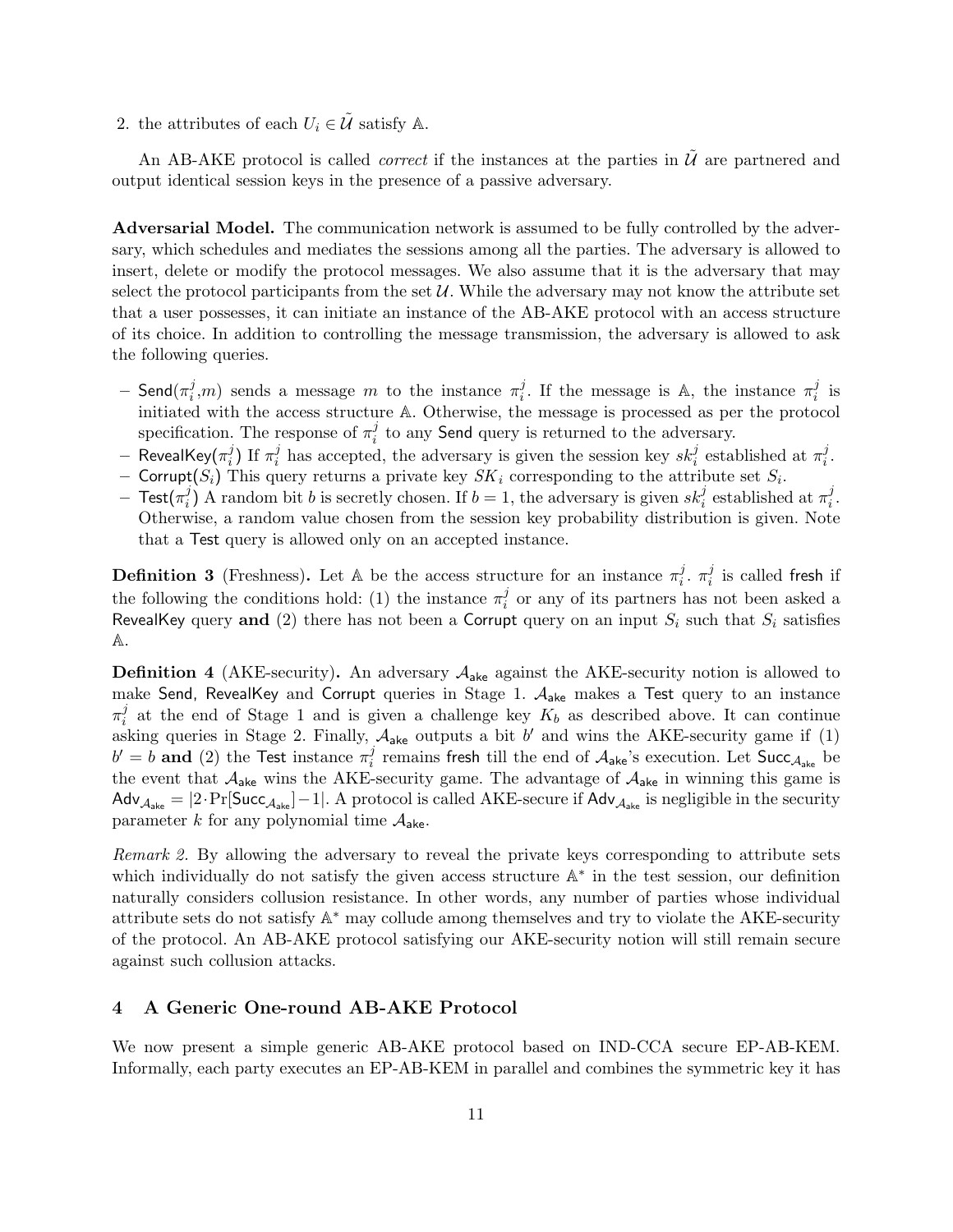2. the attributes of each $U_i \in \tilde{\mathcal{U}}$ satisfy $\mathbb{A}$.

An AB-AKE protocol is called *correct* if the instances at the parties in $\tilde{\mathcal{U}}$ are partnered and output identical session keys in the presence of a passive adversary.

**Adversarial Model.** The communication network is assumed to be fully controlled by the adversary, which schedules and mediates the sessions among all the parties. The adversary is allowed to insert, delete or modify the protocol messages. We also assume that it is the adversary that may select the protocol participants from the set $\mathcal{U}$. While the adversary may not know the attribute set that a user possesses, it can initiate an instance of the AB-AKE protocol with an access structure of its choice. In addition to controlling the message transmission, the adversary is allowed to ask the following queries.

- $\mathsf{Send}(\pi_i^j, m)$ sends a message $m$ to the instance $\pi_i^j$. If the message is $\mathbb{A}$, the instance $\pi_i^j$ is initiated with the access structure $\mathbb{A}$. Otherwise, the message is processed as per the protocol specification. The response of $\pi_i^j$ to any $\mathsf{Send}$ query is returned to the adversary.
- $\mathsf{RevealKey}(\pi_i^j)$ If $\pi_i^j$ has accepted, the adversary is given the session key $sk_i^j$ established at $\pi_i^j$.
- $\mathsf{Corrupt}(S_i)$ This query returns a private key $SK_i$ corresponding to the attribute set $S_i$.
- $\mathsf{Test}(\pi_i^j)$ A random bit $b$ is secretly chosen. If $b = 1$, the adversary is given $sk_i^j$ established at $\pi_i^j$. Otherwise, a random value chosen from the session key probability distribution is given. Note that a $\mathsf{Test}$ query is allowed only on an accepted instance.

**Definition 3** (Freshness)**.** Let $\mathbb{A}$ be the access structure for an instance $\pi_i^j$. $\pi_i^j$ is called $\mathsf{fresh}$ if the following the conditions hold: (1) the instance $\pi_i^j$ or any of its partners has not been asked a $\mathsf{RevealKey}$ query **and** (2) there has not been a $\mathsf{Corrupt}$ query on an input $S_i$ such that $S_i$ satisfies $\mathbb{A}$.

**Definition 4** (AKE-security)**.** An adversary $\mathcal{A}_{\mathsf{ake}}$ against the AKE-security notion is allowed to make $\mathsf{Send}$, $\mathsf{RevealKey}$ and $\mathsf{Corrupt}$ queries in Stage 1. $\mathcal{A}_{\mathsf{ake}}$ makes a $\mathsf{Test}$ query to an instance $\pi_i^j$ at the end of Stage 1 and is given a challenge key $K_b$ as described above. It can continue asking queries in Stage 2. Finally, $\mathcal{A}_{\mathsf{ake}}$ outputs a bit $b'$ and wins the AKE-security game if (1) $b' = b$ **and** (2) the $\mathsf{Test}$ instance $\pi_i^j$ remains $\mathsf{fresh}$ till the end of $\mathcal{A}_{\mathsf{ake}}$'s execution. Let $\mathsf{Succ}_{\mathcal{A}_{\mathsf{ake}}}$ be the event that $\mathcal{A}_{\mathsf{ake}}$ wins the AKE-security game. The advantage of $\mathcal{A}_{\mathsf{ake}}$ in winning this game is $\mathsf{Adv}_{\mathcal{A}_{\mathsf{ake}}} = |2 \cdot \Pr[\mathsf{Succ}_{\mathcal{A}_{\mathsf{ake}}}] - 1|$. A protocol is called AKE-secure if $\mathsf{Adv}_{\mathcal{A}_{\mathsf{ake}}}$ is negligible in the security parameter $k$ for any polynomial time $\mathcal{A}_{\mathsf{ake}}$.

*Remark 2.* By allowing the adversary to reveal the private keys corresponding to attribute sets which individually do not satisfy the given access structure $\mathbb{A}^*$ in the test session, our definition naturally considers collusion resistance. In other words, any number of parties whose individual attribute sets do not satisfy $\mathbb{A}^*$ may collude among themselves and try to violate the AKE-security of the protocol. An AB-AKE protocol satisfying our AKE-security notion will still remain secure against such collusion attacks.

## 4 A Generic One-round AB-AKE Protocol

We now present a simple generic AB-AKE protocol based on IND-CCA secure EP-AB-KEM. Informally, each party executes an EP-AB-KEM in parallel and combines the symmetric key it has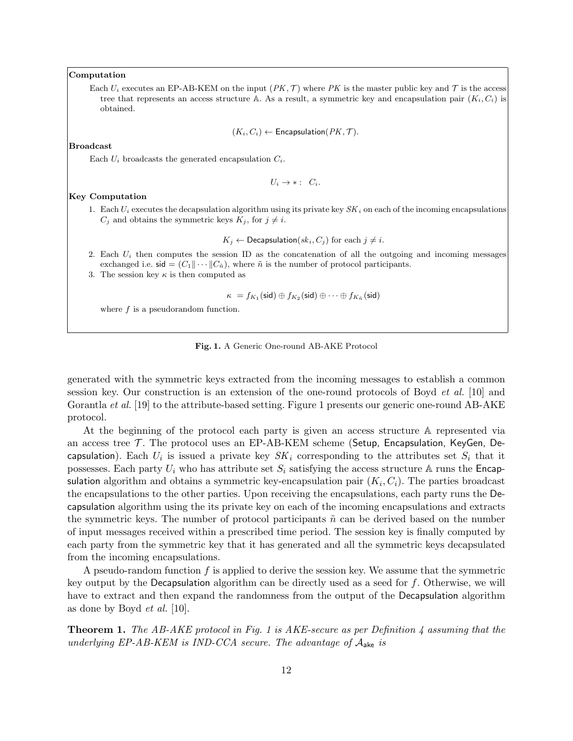**Computation**

Each $U_i$ executes an EP-AB-KEM on the input $(PK, \mathcal{T})$ where $PK$ is the master public key and $\mathcal{T}$ is the access tree that represents an access structure $\mathbb{A}$. As a result, a symmetric key and encapsulation pair $(K_i, C_i)$ is obtained.

$$(K_i, C_i) \leftarrow \mathsf{Encapsulation}(PK, \mathcal{T}).$$

**Broadcast**

Each $U_i$ broadcasts the generated encapsulation $C_i$.

$$U_i \rightarrow * : \ C_i.$$

**Key Computation**

1. Each $U_i$ executes the decapsulation algorithm using its private key $SK_i$ on each of the incoming encapsulations $C_j$ and obtains the symmetric keys $K_j$, for $j \neq i$.

$$K_j \leftarrow \mathsf{Decapsulation}(sk_i, C_j) \text{ for each } j \neq i.$$

2. Each $U_i$ then computes the session ID as the concatenation of all the outgoing and incoming messages exchanged i.e. $\mathsf{sid} = (C_1 \| \cdots \| C_{\tilde{n}})$, where $\tilde{n}$ is the number of protocol participants.
3. The session key $\kappa$ is then computed as

$$\kappa \ = f_{K_1}(\mathsf{sid}) \oplus f_{K_2}(\mathsf{sid}) \oplus \cdots \oplus f_{K_{\tilde{n}}}(\mathsf{sid})$$

where $f$ is a pseudorandom function.

**Fig. 1.** A Generic One-round AB-AKE Protocol

generated with the symmetric keys extracted from the incoming messages to establish a common session key. Our construction is an extension of the one-round protocols of Boyd *et al.* [10] and Gorantla *et al.* [19] to the attribute-based setting. Figure 1 presents our generic one-round AB-AKE protocol.

At the beginning of the protocol each party is given an access structure $\mathbb{A}$ represented via an access tree $\mathcal{T}$. The protocol uses an EP-AB-KEM scheme (Setup, Encapsulation, KeyGen, Decapsulation). Each $U_i$ is issued a private key $SK_i$ corresponding to the attributes set $S_i$ that it possesses. Each party $U_i$ who has attribute set $S_i$ satisfying the access structure $\mathbb{A}$ runs the Encapsulation algorithm and obtains a symmetric key-encapsulation pair $(K_i, C_i)$. The parties broadcast the encapsulations to the other parties. Upon receiving the encapsulations, each party runs the Decapsulation algorithm using the its private key on each of the incoming encapsulations and extracts the symmetric keys. The number of protocol participants $\tilde{n}$ can be derived based on the number of input messages received within a prescribed time period. The session key is finally computed by each party from the symmetric key that it has generated and all the symmetric keys decapsulated from the incoming encapsulations.

A pseudo-random function $f$ is applied to derive the session key. We assume that the symmetric key output by the Decapsulation algorithm can be directly used as a seed for $f$. Otherwise, we will have to extract and then expand the randomness from the output of the Decapsulation algorithm as done by Boyd *et al.* [10].

**Theorem 1.** *The AB-AKE protocol in Fig. 1 is AKE-secure as per Definition 4 assuming that the underlying EP-AB-KEM is IND-CCA secure. The advantage of* $\mathcal{A}_{\mathsf{ake}}$ *is*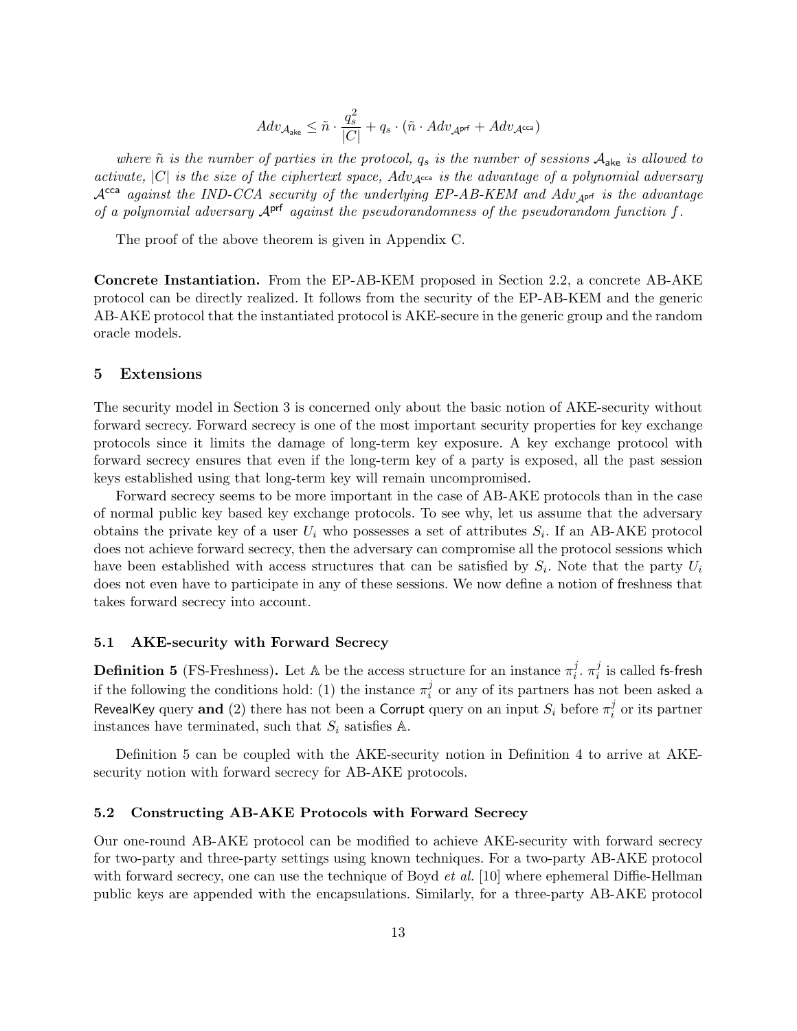$$Adv_{\mathcal{A}_{\mathsf{ake}}} \leq \tilde{n} \cdot \frac{q_s^2}{|C|} + q_s \cdot (\tilde{n} \cdot Adv_{\mathcal{A}^{\mathsf{prf}}} + Adv_{\mathcal{A}^{\mathsf{cca}}})$$

*where $\tilde{n}$ is the number of parties in the protocol, $q_s$ is the number of sessions $\mathcal{A}_{\mathsf{ake}}$ is allowed to activate, $|C|$ is the size of the ciphertext space, $Adv_{\mathcal{A}^{\mathsf{cca}}}$ is the advantage of a polynomial adversary $\mathcal{A}^{\mathsf{cca}}$ against the IND-CCA security of the underlying EP-AB-KEM and $Adv_{\mathcal{A}^{\mathsf{prf}}}$ is the advantage of a polynomial adversary $\mathcal{A}^{\mathsf{prf}}$ against the pseudorandomness of the pseudorandom function $f$.*

The proof of the above theorem is given in Appendix C.

**Concrete Instantiation.** From the EP-AB-KEM proposed in Section 2.2, a concrete AB-AKE protocol can be directly realized. It follows from the security of the EP-AB-KEM and the generic AB-AKE protocol that the instantiated protocol is AKE-secure in the generic group and the random oracle models.

## 5 Extensions

The security model in Section 3 is concerned only about the basic notion of AKE-security without forward secrecy. Forward secrecy is one of the most important security properties for key exchange protocols since it limits the damage of long-term key exposure. A key exchange protocol with forward secrecy ensures that even if the long-term key of a party is exposed, all the past session keys established using that long-term key will remain uncompromised.

Forward secrecy seems to be more important in the case of AB-AKE protocols than in the case of normal public key based key exchange protocols. To see why, let us assume that the adversary obtains the private key of a user $U_i$ who possesses a set of attributes $S_i$. If an AB-AKE protocol does not achieve forward secrecy, then the adversary can compromise all the protocol sessions which have been established with access structures that can be satisfied by $S_i$. Note that the party $U_i$ does not even have to participate in any of these sessions. We now define a notion of freshness that takes forward secrecy into account.

### 5.1 AKE-security with Forward Secrecy

**Definition 5** (FS-Freshness)**.** Let $\mathbb{A}$ be the access structure for an instance $\pi_i^j$. $\pi_i^j$ is called fs-fresh if the following the conditions hold: (1) the instance $\pi_i^j$ or any of its partners has not been asked a RevealKey query **and** (2) there has not been a Corrupt query on an input $S_i$ before $\pi_i^j$ or its partner instances have terminated, such that $S_i$ satisfies $\mathbb{A}$.

Definition 5 can be coupled with the AKE-security notion in Definition 4 to arrive at AKE-security notion with forward secrecy for AB-AKE protocols.

### 5.2 Constructing AB-AKE Protocols with Forward Secrecy

Our one-round AB-AKE protocol can be modified to achieve AKE-security with forward secrecy for two-party and three-party settings using known techniques. For a two-party AB-AKE protocol with forward secrecy, one can use the technique of Boyd *et al.* [10] where ephemeral Diffie-Hellman public keys are appended with the encapsulations. Similarly, for a three-party AB-AKE protocol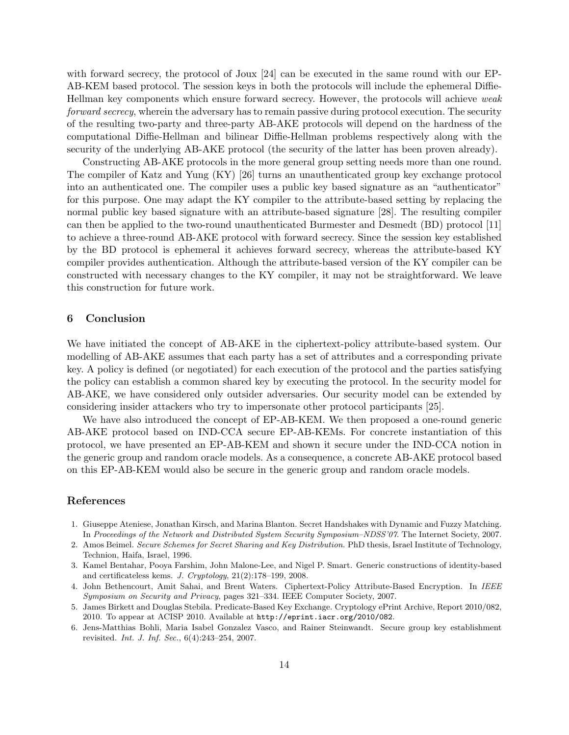with forward secrecy, the protocol of Joux [24] can be executed in the same round with our EP-AB-KEM based protocol. The session keys in both the protocols will include the ephemeral Diffie-Hellman key components which ensure forward secrecy. However, the protocols will achieve *weak forward secrecy*, wherein the adversary has to remain passive during protocol execution. The security of the resulting two-party and three-party AB-AKE protocols will depend on the hardness of the computational Diffie-Hellman and bilinear Diffie-Hellman problems respectively along with the security of the underlying AB-AKE protocol (the security of the latter has been proven already).

Constructing AB-AKE protocols in the more general group setting needs more than one round. The compiler of Katz and Yung (KY) [26] turns an unauthenticated group key exchange protocol into an authenticated one. The compiler uses a public key based signature as an "authenticator" for this purpose. One may adapt the KY compiler to the attribute-based setting by replacing the normal public key based signature with an attribute-based signature [28]. The resulting compiler can then be applied to the two-round unauthenticated Burmester and Desmedt (BD) protocol [11] to achieve a three-round AB-AKE protocol with forward secrecy. Since the session key established by the BD protocol is ephemeral it achieves forward secrecy, whereas the attribute-based KY compiler provides authentication. Although the attribute-based version of the KY compiler can be constructed with necessary changes to the KY compiler, it may not be straightforward. We leave this construction for future work.

## 6 Conclusion

We have initiated the concept of AB-AKE in the ciphertext-policy attribute-based system. Our modelling of AB-AKE assumes that each party has a set of attributes and a corresponding private key. A policy is defined (or negotiated) for each execution of the protocol and the parties satisfying the policy can establish a common shared key by executing the protocol. In the security model for AB-AKE, we have considered only outsider adversaries. Our security model can be extended by considering insider attackers who try to impersonate other protocol participants [25].

We have also introduced the concept of EP-AB-KEM. We then proposed a one-round generic AB-AKE protocol based on IND-CCA secure EP-AB-KEMs. For concrete instantiation of this protocol, we have presented an EP-AB-KEM and shown it secure under the IND-CCA notion in the generic group and random oracle models. As a consequence, a concrete AB-AKE protocol based on this EP-AB-KEM would also be secure in the generic group and random oracle models.

## References

1. Giuseppe Ateniese, Jonathan Kirsch, and Marina Blanton. Secret Handshakes with Dynamic and Fuzzy Matching. In *Proceedings of the Network and Distributed System Security Symposium–NDSS'07*. The Internet Society, 2007.
2. Amos Beimel. *Secure Schemes for Secret Sharing and Key Distribution*. PhD thesis, Israel Institute of Technology, Technion, Haifa, Israel, 1996.
3. Kamel Bentahar, Pooya Farshim, John Malone-Lee, and Nigel P. Smart. Generic constructions of identity-based and certificateless kems. *J. Cryptology*, 21(2):178–199, 2008.
4. John Bethencourt, Amit Sahai, and Brent Waters. Ciphertext-Policy Attribute-Based Encryption. In *IEEE Symposium on Security and Privacy*, pages 321–334. IEEE Computer Society, 2007.
5. James Birkett and Douglas Stebila. Predicate-Based Key Exchange. Cryptology ePrint Archive, Report 2010/082, 2010. To appear at ACISP 2010. Available at `http://eprint.iacr.org/2010/082`.
6. Jens-Matthias Bohli, Maria Isabel Gonzalez Vasco, and Rainer Steinwandt. Secure group key establishment revisited. *Int. J. Inf. Sec.*, 6(4):243–254, 2007.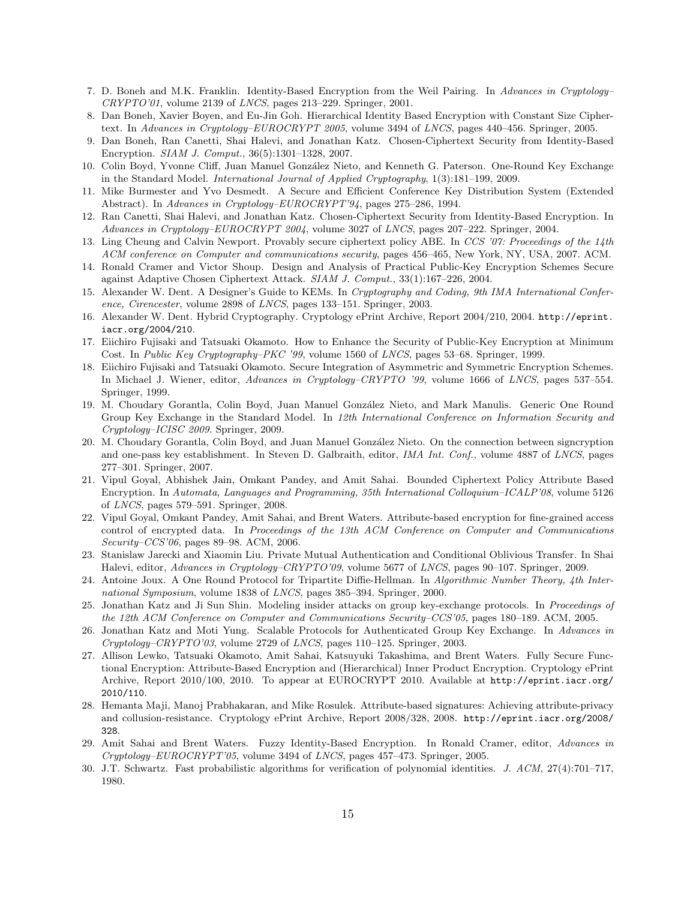7. D. Boneh and M.K. Franklin. Identity-Based Encryption from the Weil Pairing. In *Advances in Cryptology–CRYPTO'01*, volume 2139 of *LNCS*, pages 213–229. Springer, 2001.
8. Dan Boneh, Xavier Boyen, and Eu-Jin Goh. Hierarchical Identity Based Encryption with Constant Size Ciphertext. In *Advances in Cryptology–EUROCRYPT 2005*, volume 3494 of *LNCS*, pages 440–456. Springer, 2005.
9. Dan Boneh, Ran Canetti, Shai Halevi, and Jonathan Katz. Chosen-Ciphertext Security from Identity-Based Encryption. *SIAM J. Comput.*, 36(5):1301–1328, 2007.
10. Colin Boyd, Yvonne Cliff, Juan Manuel González Nieto, and Kenneth G. Paterson. One-Round Key Exchange in the Standard Model. *International Journal of Applied Cryptography*, 1(3):181–199, 2009.
11. Mike Burmester and Yvo Desmedt. A Secure and Efficient Conference Key Distribution System (Extended Abstract). In *Advances in Cryptology–EUROCRYPT'94*, pages 275–286, 1994.
12. Ran Canetti, Shai Halevi, and Jonathan Katz. Chosen-Ciphertext Security from Identity-Based Encryption. In *Advances in Cryptology–EUROCRYPT 2004*, volume 3027 of *LNCS*, pages 207–222. Springer, 2004.
13. Ling Cheung and Calvin Newport. Provably secure ciphertext policy ABE. In *CCS '07: Proceedings of the 14th ACM conference on Computer and communications security*, pages 456–465, New York, NY, USA, 2007. ACM.
14. Ronald Cramer and Victor Shoup. Design and Analysis of Practical Public-Key Encryption Schemes Secure against Adaptive Chosen Ciphertext Attack. *SIAM J. Comput.*, 33(1):167–226, 2004.
15. Alexander W. Dent. A Designer's Guide to KEMs. In *Cryptography and Coding, 9th IMA International Conference, Cirencester*, volume 2898 of *LNCS*, pages 133–151. Springer, 2003.
16. Alexander W. Dent. Hybrid Cryptography. Cryptology ePrint Archive, Report 2004/210, 2004. `http://eprint.iacr.org/2004/210`.
17. Eiichiro Fujisaki and Tatsuaki Okamoto. How to Enhance the Security of Public-Key Encryption at Minimum Cost. In *Public Key Cryptography–PKC '99*, volume 1560 of *LNCS*, pages 53–68. Springer, 1999.
18. Eiichiro Fujisaki and Tatsuaki Okamoto. Secure Integration of Asymmetric and Symmetric Encryption Schemes. In Michael J. Wiener, editor, *Advances in Cryptology–CRYPTO '99*, volume 1666 of *LNCS*, pages 537–554. Springer, 1999.
19. M. Choudary Gorantla, Colin Boyd, Juan Manuel González Nieto, and Mark Manulis. Generic One Round Group Key Exchange in the Standard Model. In *12th International Conference on Information Security and Cryptology–ICISC 2009*. Springer, 2009.
20. M. Choudary Gorantla, Colin Boyd, and Juan Manuel González Nieto. On the connection between signcryption and one-pass key establishment. In Steven D. Galbraith, editor, *IMA Int. Conf.*, volume 4887 of *LNCS*, pages 277–301. Springer, 2007.
21. Vipul Goyal, Abhishek Jain, Omkant Pandey, and Amit Sahai. Bounded Ciphertext Policy Attribute Based Encryption. In *Automata, Languages and Programming, 35th International Colloquium–ICALP'08*, volume 5126 of *LNCS*, pages 579–591. Springer, 2008.
22. Vipul Goyal, Omkant Pandey, Amit Sahai, and Brent Waters. Attribute-based encryption for fine-grained access control of encrypted data. In *Proceedings of the 13th ACM Conference on Computer and Communications Security–CCS'06*, pages 89–98. ACM, 2006.
23. Stanislaw Jarecki and Xiaomin Liu. Private Mutual Authentication and Conditional Oblivious Transfer. In Shai Halevi, editor, *Advances in Cryptology–CRYPTO'09*, volume 5677 of *LNCS*, pages 90–107. Springer, 2009.
24. Antoine Joux. A One Round Protocol for Tripartite Diffie-Hellman. In *Algorithmic Number Theory, 4th International Symposium*, volume 1838 of *LNCS*, pages 385–394. Springer, 2000.
25. Jonathan Katz and Ji Sun Shin. Modeling insider attacks on group key-exchange protocols. In *Proceedings of the 12th ACM Conference on Computer and Communications Security–CCS'05*, pages 180–189. ACM, 2005.
26. Jonathan Katz and Moti Yung. Scalable Protocols for Authenticated Group Key Exchange. In *Advances in Cryptology–CRYPTO'03*, volume 2729 of *LNCS*, pages 110–125. Springer, 2003.
27. Allison Lewko, Tatsuaki Okamoto, Amit Sahai, Katsuyuki Takashima, and Brent Waters. Fully Secure Functional Encryption: Attribute-Based Encryption and (Hierarchical) Inner Product Encryption. Cryptology ePrint Archive, Report 2010/100, 2010. To appear at EUROCRYPT 2010. Available at `http://eprint.iacr.org/2010/110`.
28. Hemanta Maji, Manoj Prabhakaran, and Mike Rosulek. Attribute-based signatures: Achieving attribute-privacy and collusion-resistance. Cryptology ePrint Archive, Report 2008/328, 2008. `http://eprint.iacr.org/2008/328`.
29. Amit Sahai and Brent Waters. Fuzzy Identity-Based Encryption. In Ronald Cramer, editor, *Advances in Cryptology–EUROCRYPT'05*, volume 3494 of *LNCS*, pages 457–473. Springer, 2005.
30. J.T. Schwartz. Fast probabilistic algorithms for verification of polynomial identities. *J. ACM*, 27(4):701–717, 1980.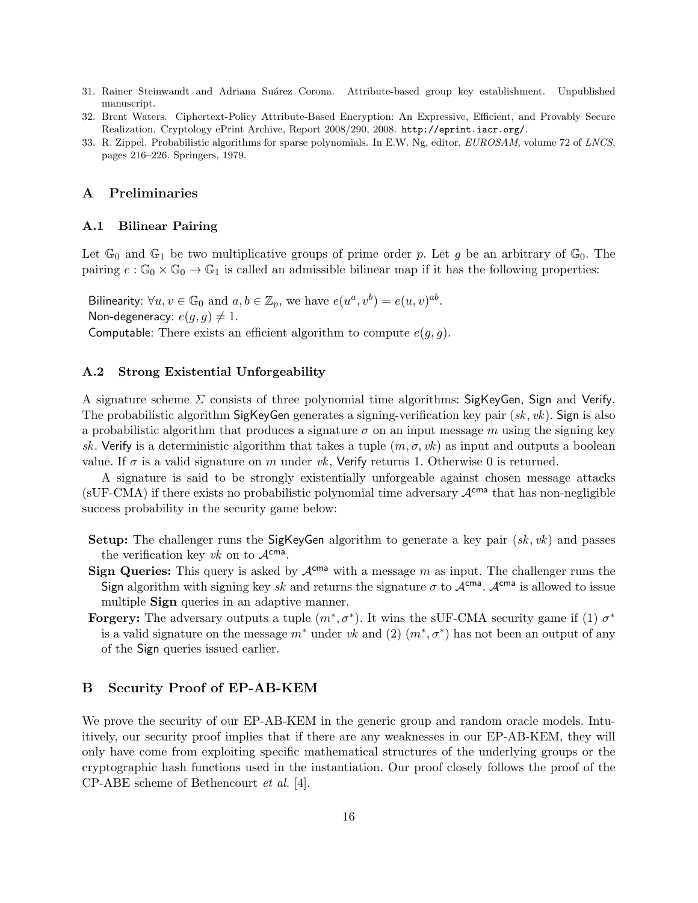31. Rainer Steinwandt and Adriana Suárez Corona. Attribute-based group key establishment. Unpublished manuscript.
32. Brent Waters. Ciphertext-Policy Attribute-Based Encryption: An Expressive, Efficient, and Provably Secure Realization. Cryptology ePrint Archive, Report 2008/290, 2008. http://eprint.iacr.org/.
33. R. Zippel. Probabilistic algorithms for sparse polynomials. In E.W. Ng, editor, *EUROSAM*, volume 72 of *LNCS*, pages 216–226. Springers, 1979.

## A Preliminaries

### A.1 Bilinear Pairing

Let $\mathbb{G}_0$ and $\mathbb{G}_1$ be two multiplicative groups of prime order $p$. Let $g$ be an arbitrary of $\mathbb{G}_0$. The pairing $e : \mathbb{G}_0 \times \mathbb{G}_0 \rightarrow \mathbb{G}_1$ is called an admissible bilinear map if it has the following properties:

Bilinearity: $\forall u, v \in \mathbb{G}_0$ and $a, b \in \mathbb{Z}_p$, we have $e(u^a, v^b) = e(u, v)^{ab}$.
Non-degeneracy: $e(g, g) \neq 1$.
Computable: There exists an efficient algorithm to compute $e(g, g)$.

### A.2 Strong Existential Unforgeability

A signature scheme $\Sigma$ consists of three polynomial time algorithms: SigKeyGen, Sign and Verify. The probabilistic algorithm SigKeyGen generates a signing-verification key pair $(sk, vk)$. Sign is also a probabilistic algorithm that produces a signature $\sigma$ on an input message $m$ using the signing key $sk$. Verify is a deterministic algorithm that takes a tuple $(m, \sigma, vk)$ as input and outputs a boolean value. If $\sigma$ is a valid signature on $m$ under $vk$, Verify returns 1. Otherwise 0 is returned.

A signature is said to be strongly existentially unforgeable against chosen message attacks (sUF-CMA) if there exists no probabilistic polynomial time adversary $\mathcal{A}^{\mathsf{cma}}$ that has non-negligible success probability in the security game below:

**Setup:** The challenger runs the SigKeyGen algorithm to generate a key pair $(sk, vk)$ and passes the verification key $vk$ on to $\mathcal{A}^{\mathsf{cma}}$.

**Sign Queries:** This query is asked by $\mathcal{A}^{\mathsf{cma}}$ with a message $m$ as input. The challenger runs the Sign algorithm with signing key $sk$ and returns the signature $\sigma$ to $\mathcal{A}^{\mathsf{cma}}$. $\mathcal{A}^{\mathsf{cma}}$ is allowed to issue multiple **Sign** queries in an adaptive manner.

**Forgery:** The adversary outputs a tuple $(m^*, \sigma^*)$. It wins the sUF-CMA security game if (1) $\sigma^*$ is a valid signature on the message $m^*$ under $vk$ and (2) $(m^*, \sigma^*)$ has not been an output of any of the Sign queries issued earlier.

## B Security Proof of EP-AB-KEM

We prove the security of our EP-AB-KEM in the generic group and random oracle models. Intuitively, our security proof implies that if there are any weaknesses in our EP-AB-KEM, they will only have come from exploiting specific mathematical structures of the underlying groups or the cryptographic hash functions used in the instantiation. Our proof closely follows the proof of the CP-ABE scheme of Bethencourt *et al.* [4].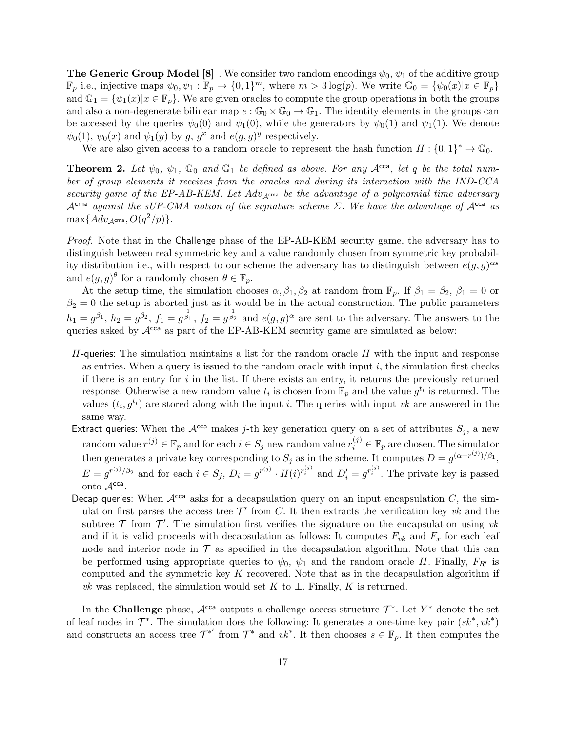**The Generic Group Model [8]** . We consider two random encodings $\psi_0$, $\psi_1$ of the additive group $\mathbb{F}_p$ i.e., injective maps $\psi_0, \psi_1 : \mathbb{F}_p \to \{0,1\}^m$, where $m > 3\log(p)$. We write $\mathbb{G}_0 = \{\psi_0(x)|x \in \mathbb{F}_p\}$ and $\mathbb{G}_1 = \{\psi_1(x)|x \in \mathbb{F}_p\}$. We are given oracles to compute the group operations in both the groups and also a non-degenerate bilinear map $e : \mathbb{G}_0 \times \mathbb{G}_0 \to \mathbb{G}_1$. The identity elements in the groups can be accessed by the queries $\psi_0(0)$ and $\psi_1(0)$, while the generators by $\psi_0(1)$ and $\psi_1(1)$. We denote $\psi_0(1)$, $\psi_0(x)$ and $\psi_1(y)$ by $g$, $g^x$ and $e(g,g)^y$ respectively.

We are also given access to a random oracle to represent the hash function $H : \{0,1\}^* \to \mathbb{G}_0$.

**Theorem 2.** *Let $\psi_0$, $\psi_1$, $\mathbb{G}_0$ and $\mathbb{G}_1$ be defined as above. For any $\mathcal{A}^{\mathsf{cca}}$, let $q$ be the total number of group elements it receives from the oracles and during its interaction with the IND-CCA security game of the EP-AB-KEM. Let $Adv_{\mathcal{A}^{\mathsf{cma}}}$ be the advantage of a polynomial time adversary $\mathcal{A}^{\mathsf{cma}}$ against the sUF-CMA notion of the signature scheme $\Sigma$. We have the advantage of $\mathcal{A}^{\mathsf{cca}}$ as $\max\{Adv_{\mathcal{A}^{\mathsf{cma}}}, O(q^2/p)\}$.*

*Proof.* Note that in the Challenge phase of the EP-AB-KEM security game, the adversary has to distinguish between real symmetric key and a value randomly chosen from symmetric key probability distribution i.e., with respect to our scheme the adversary has to distinguish between $e(g,g)^{\alpha s}$ and $e(g,g)^{\theta}$ for a randomly chosen $\theta \in \mathbb{F}_p$.

At the setup time, the simulation chooses $\alpha, \beta_1, \beta_2$ at random from $\mathbb{F}_p$. If $\beta_1 = \beta_2$, $\beta_1 = 0$ or $\beta_2 = 0$ the setup is aborted just as it would be in the actual construction. The public parameters $h_1 = g^{\beta_1}$, $h_2 = g^{\beta_2}$, $f_1 = g^{\frac{1}{\beta_1}}$, $f_2 = g^{\frac{1}{\beta_2}}$ and $e(g,g)^{\alpha}$ are sent to the adversary. The answers to the queries asked by $\mathcal{A}^{\mathsf{cca}}$ as part of the EP-AB-KEM security game are simulated as below:

- $H$-queries: The simulation maintains a list for the random oracle $H$ with the input and response as entries. When a query is issued to the random oracle with input $i$, the simulation first checks if there is an entry for $i$ in the list. If there exists an entry, it returns the previously returned response. Otherwise a new random value $t_i$ is chosen from $\mathbb{F}_p$ and the value $g^{t_i}$ is returned. The values $(t_i, g^{t_i})$ are stored along with the input $i$. The queries with input $vk$ are answered in the same way.
- Extract queries: When the $\mathcal{A}^{\mathsf{cca}}$ makes $j$-th key generation query on a set of attributes $S_j$, a new random value $r^{(j)} \in \mathbb{F}_p$ and for each $i \in S_j$ new random value $r_i^{(j)} \in \mathbb{F}_p$ are chosen. The simulator then generates a private key corresponding to $S_j$ as in the scheme. It computes $D = g^{(\alpha + r^{(j)})/\beta_1}$, $E = g^{r^{(j)}/\beta_2}$ and for each $i \in S_j$, $D_i = g^{r^{(j)}} \cdot H(i)^{r_i^{(j)}}$ and $D_i' = g^{r_i^{(j)}}$. The private key is passed onto $\mathcal{A}^{\mathsf{cca}}$.
- Decap queries: When $\mathcal{A}^{\mathsf{cca}}$ asks for a decapsulation query on an input encapsulation $C$, the simulation first parses the access tree $\mathcal{T}'$ from $C$. It then extracts the verification key $vk$ and the subtree $\mathcal{T}$ from $\mathcal{T}'$. The simulation first verifies the signature on the encapsulation using $vk$ and if it is valid proceeds with decapsulation as follows: It computes $F_{vk}$ and $F_x$ for each leaf node and interior node in $\mathcal{T}$ as specified in the decapsulation algorithm. Note that this can be performed using appropriate queries to $\psi_0$, $\psi_1$ and the random oracle $H$. Finally, $F_{R'}$ is computed and the symmetric key $K$ recovered. Note that as in the decapsulation algorithm if $vk$ was replaced, the simulation would set $K$ to $\perp$. Finally, $K$ is returned.

In the **Challenge** phase, $\mathcal{A}^{\mathsf{cca}}$ outputs a challenge access structure $\mathcal{T}^*$. Let $Y^*$ denote the set of leaf nodes in $\mathcal{T}^*$. The simulation does the following: It generates a one-time key pair $(sk^*, vk^*)$ and constructs an access tree $\mathcal{T}^{*'}$ from $\mathcal{T}^*$ and $vk^*$. It then chooses $s \in \mathbb{F}_p$. It then computes the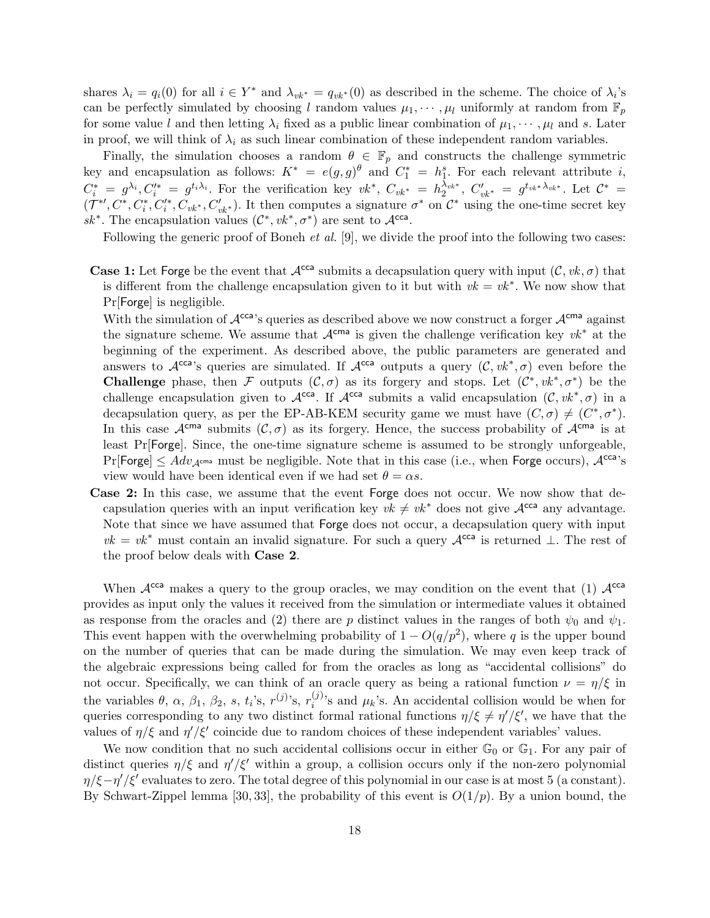shares $\lambda_i = q_i(0)$ for all $i \in Y^*$ and $\lambda_{vk^*} = q_{vk^*}(0)$ as described in the scheme. The choice of $\lambda_i$'s can be perfectly simulated by choosing $l$ random values $\mu_1, \cdots, \mu_l$ uniformly at random from $\mathbb{F}_p$ for some value $l$ and then letting $\lambda_i$ fixed as a public linear combination of $\mu_1, \cdots, \mu_l$ and $s$. Later in proof, we will think of $\lambda_i$ as such linear combination of these independent random variables.

Finally, the simulation chooses a random $\theta \in \mathbb{F}_p$ and constructs the challenge symmetric key and encapsulation as follows: $K^* = e(g,g)^\theta$ and $C_1^* = h_1^s$. For each relevant attribute $i$, $C_i^* = g^{\lambda_i}, C_i'^* = g^{t_i \lambda_i}$. For the verification key $vk^*$, $C_{vk^*} = h_2^{\lambda_{vk^*}}$, $C'_{vk^*} = g^{t_{vk^*} \lambda_{vk^*}}$. Let $\mathcal{C}^* = (\mathcal{T}^{*\prime}, C^*, C_i^*, C_i'^*, C_{vk^*}, C'_{vk^*})$. It then computes a signature $\sigma^*$ on $\mathcal{C}^*$ using the one-time secret key $sk^*$. The encapsulation values $(\mathcal{C}^*, vk^*, \sigma^*)$ are sent to $\mathcal{A}^{\mathsf{cca}}$.

Following the generic proof of Boneh *et al.* [9], we divide the proof into the following two cases:

- **Case 1:** Let $\mathsf{Forge}$ be the event that $\mathcal{A}^{\mathsf{cca}}$ submits a decapsulation query with input $(\mathcal{C}, vk, \sigma)$ that is different from the challenge encapsulation given to it but with $vk = vk^*$. We now show that $\Pr[\mathsf{Forge}]$ is negligible.
  With the simulation of $\mathcal{A}^{\mathsf{cca}}$'s queries as described above we now construct a forger $\mathcal{A}^{\mathsf{cma}}$ against the signature scheme. We assume that $\mathcal{A}^{\mathsf{cma}}$ is given the challenge verification key $vk^*$ at the beginning of the experiment. As described above, the public parameters are generated and answers to $\mathcal{A}^{\mathsf{cca}}$'s queries are simulated. If $\mathcal{A}^{\mathsf{cca}}$ outputs a query $(\mathcal{C}, vk^*, \sigma)$ even before the **Challenge** phase, then $\mathcal{F}$ outputs $(\mathcal{C}, \sigma)$ as its forgery and stops. Let $(\mathcal{C}^*, vk^*, \sigma^*)$ be the challenge encapsulation given to $\mathcal{A}^{\mathsf{cca}}$. If $\mathcal{A}^{\mathsf{cca}}$ submits a valid encapsulation $(\mathcal{C}, vk^*, \sigma)$ in a decapsulation query, as per the EP-AB-KEM security game we must have $(C, \sigma) \neq (C^*, \sigma^*)$. In this case $\mathcal{A}^{\mathsf{cma}}$ submits $(\mathcal{C}, \sigma)$ as its forgery. Hence, the success probability of $\mathcal{A}^{\mathsf{cma}}$ is at least $\Pr[\mathsf{Forge}]$. Since, the one-time signature scheme is assumed to be strongly unforgeable, $\Pr[\mathsf{Forge}] \leq Adv_{\mathcal{A}^{\mathsf{cma}}}$ must be negligible. Note that in this case (i.e., when $\mathsf{Forge}$ occurs), $\mathcal{A}^{\mathsf{cca}}$'s view would have been identical even if we had set $\theta = \alpha s$.
- **Case 2:** In this case, we assume that the event $\mathsf{Forge}$ does not occur. We now show that decapsulation queries with an input verification key $vk \neq vk^*$ does not give $\mathcal{A}^{\mathsf{cca}}$ any advantage. Note that since we have assumed that $\mathsf{Forge}$ does not occur, a decapsulation query with input $vk = vk^*$ must contain an invalid signature. For such a query $\mathcal{A}^{\mathsf{cca}}$ is returned $\perp$. The rest of the proof below deals with **Case 2**.

When $\mathcal{A}^{\mathsf{cca}}$ makes a query to the group oracles, we may condition on the event that (1) $\mathcal{A}^{\mathsf{cca}}$ provides as input only the values it received from the simulation or intermediate values it obtained as response from the oracles and (2) there are $p$ distinct values in the ranges of both $\psi_0$ and $\psi_1$. This event happen with the overwhelming probability of $1 - O(q/p^2)$, where $q$ is the upper bound on the number of queries that can be made during the simulation. We may even keep track of the algebraic expressions being called for from the oracles as long as "accidental collisions" do not occur. Specifically, we can think of an oracle query as being a rational function $\nu = \eta/\xi$ in the variables $\theta$, $\alpha$, $\beta_1$, $\beta_2$, $s$, $t_i$'s, $r^{(j)}$'s, $r_i^{(j)}$'s and $\mu_k$'s. An accidental collision would be when for queries corresponding to any two distinct formal rational functions $\eta/\xi \neq \eta'/\xi'$, we have that the values of $\eta/\xi$ and $\eta'/\xi'$ coincide due to random choices of these independent variables' values.

We now condition that no such accidental collisions occur in either $\mathbb{G}_0$ or $\mathbb{G}_1$. For any pair of distinct queries $\eta/\xi$ and $\eta'/\xi'$ within a group, a collision occurs only if the non-zero polynomial $\eta/\xi - \eta'/\xi'$ evaluates to zero. The total degree of this polynomial in our case is at most 5 (a constant). By Schwart-Zippel lemma [30, 33], the probability of this event is $O(1/p)$. By a union bound, the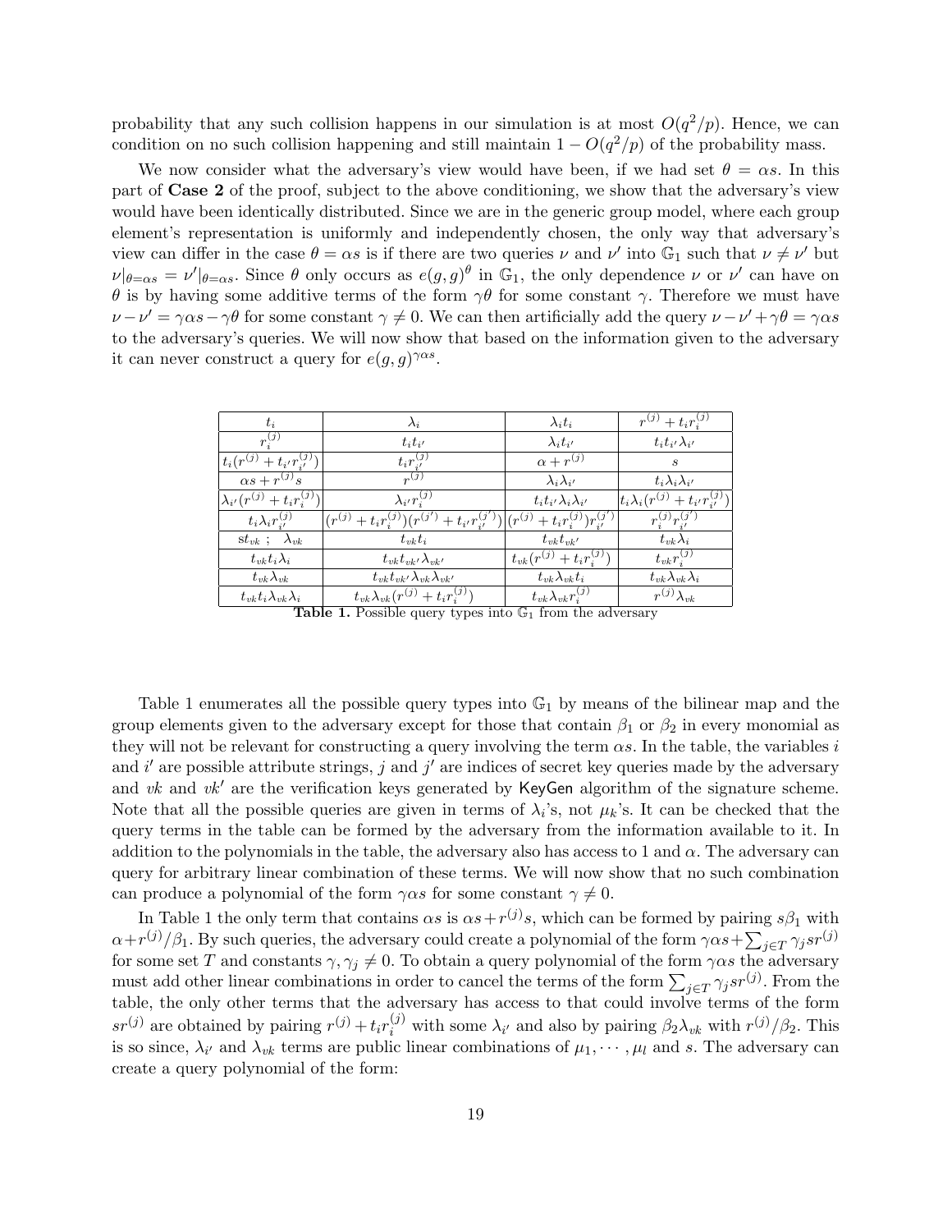probability that any such collision happens in our simulation is at most $O(q^2/p)$. Hence, we can condition on no such collision happening and still maintain $1 - O(q^2/p)$ of the probability mass.

We now consider what the adversary's view would have been, if we had set $\theta = \alpha s$. In this part of **Case 2** of the proof, subject to the above conditioning, we show that the adversary's view would have been identically distributed. Since we are in the generic group model, where each group element's representation is uniformly and independently chosen, the only way that adversary's view can differ in the case $\theta = \alpha s$ is if there are two queries $\nu$ and $\nu'$ into $\mathbb{G}_1$ such that $\nu \neq \nu'$ but $\nu|_{\theta=\alpha s} = \nu'|_{\theta=\alpha s}$. Since $\theta$ only occurs as $e(g,g)^\theta$ in $\mathbb{G}_1$, the only dependence $\nu$ or $\nu'$ can have on $\theta$ is by having some additive terms of the form $\gamma\theta$ for some constant $\gamma$. Therefore we must have $\nu - \nu' = \gamma\alpha s - \gamma\theta$ for some constant $\gamma \neq 0$. We can then artificially add the query $\nu - \nu' + \gamma\theta = \gamma\alpha s$ to the adversary's queries. We will now show that based on the information given to the adversary it can never construct a query for $e(g,g)^{\gamma\alpha s}$.

| $t_i$ | $\lambda_i$ | $\lambda_i t_i$ | $r^{(j)} + t_i r_i^{(j)}$ |
|---|---|---|---|
| $r_i^{(j)}$ | $t_i t_{i'}$ | $\lambda_i t_{i'}$ | $t_i t_{i'} \lambda_{i'}$ |
| $t_i(r^{(j)} + t_{i'} r_{i'}^{(j)})$ | $t_i r_{i'}^{(j)}$ | $\alpha + r^{(j)}$ | $s$ |
| $\alpha s + r^{(j)} s$ | $r^{(j)}$ | $\lambda_i \lambda_{i'}$ | $t_i \lambda_i \lambda_{i'}$ |
| $\lambda_{i'}(r^{(j)} + t_i r_i^{(j)})$ | $\lambda_{i'} r_i^{(j)}$ | $t_i t_{i'} \lambda_i \lambda_{i'}$ | $t_i \lambda_i (r^{(j)} + t_{i'} r_{i'}^{(j)})$ |
| $t_i \lambda_i r_{i'}^{(j)}$ | $(r^{(j)} + t_i r_i^{(j)})(r^{(j')} + t_{i'} r_{i'}^{(j')})$ | $(r^{(j)} + t_i r_i^{(j)}) r_{i'}^{(j')}$ | $r_i^{(j)} r_{i'}^{(j')}$ |
| $\mathrm{st}_{vk}$ ; $\lambda_{vk}$ | $t_{vk} t_i$ | $t_{vk} t_{vk'}$ | $t_{vk} \lambda_i$ |
| $t_{vk} t_i \lambda_i$ | $t_{vk} t_{vk'} \lambda_{vk'}$ | $t_{vk}(r^{(j)} + t_i r_i^{(j)})$ | $t_{vk} r_i^{(j)}$ |
| $t_{vk} \lambda_{vk}$ | $t_{vk} t_{vk'} \lambda_{vk} \lambda_{vk'}$ | $t_{vk} \lambda_{vk} t_i$ | $t_{vk} \lambda_{vk} \lambda_i$ |
| $t_{vk} t_i \lambda_{vk} \lambda_i$ | $t_{vk} \lambda_{vk} (r^{(j)} + t_i r_i^{(j)})$ | $t_{vk} \lambda_{vk} r_i^{(j)}$ | $r^{(j)} \lambda_{vk}$ |

**Table 1.** Possible query types into $\mathbb{G}_1$ from the adversary

Table 1 enumerates all the possible query types into $\mathbb{G}_1$ by means of the bilinear map and the group elements given to the adversary except for those that contain $\beta_1$ or $\beta_2$ in every monomial as they will not be relevant for constructing a query involving the term $\alpha s$. In the table, the variables $i$ and $i'$ are possible attribute strings, $j$ and $j'$ are indices of secret key queries made by the adversary and $vk$ and $vk'$ are the verification keys generated by $\mathsf{KeyGen}$ algorithm of the signature scheme. Note that all the possible queries are given in terms of $\lambda_i$'s, not $\mu_k$'s. It can be checked that the query terms in the table can be formed by the adversary from the information available to it. In addition to the polynomials in the table, the adversary also has access to 1 and $\alpha$. The adversary can query for arbitrary linear combination of these terms. We will now show that no such combination can produce a polynomial of the form $\gamma\alpha s$ for some constant $\gamma \neq 0$.

In Table 1 the only term that contains $\alpha s$ is $\alpha s + r^{(j)} s$, which can be formed by pairing $s\beta_1$ with $\alpha + r^{(j)}/\beta_1$. By such queries, the adversary could create a polynomial of the form $\gamma\alpha s + \sum_{j\in T} \gamma_j s r^{(j)}$ for some set $T$ and constants $\gamma, \gamma_j \neq 0$. To obtain a query polynomial of the form $\gamma\alpha s$ the adversary must add other linear combinations in order to cancel the terms of the form $\sum_{j\in T} \gamma_j s r^{(j)}$. From the table, the only other terms that the adversary has access to that could involve terms of the form $sr^{(j)}$ are obtained by pairing $r^{(j)} + t_i r_i^{(j)}$ with some $\lambda_{i'}$ and also by pairing $\beta_2 \lambda_{vk}$ with $r^{(j)}/\beta_2$. This is so since, $\lambda_{i'}$ and $\lambda_{vk}$ terms are public linear combinations of $\mu_1, \cdots, \mu_l$ and $s$. The adversary can create a query polynomial of the form: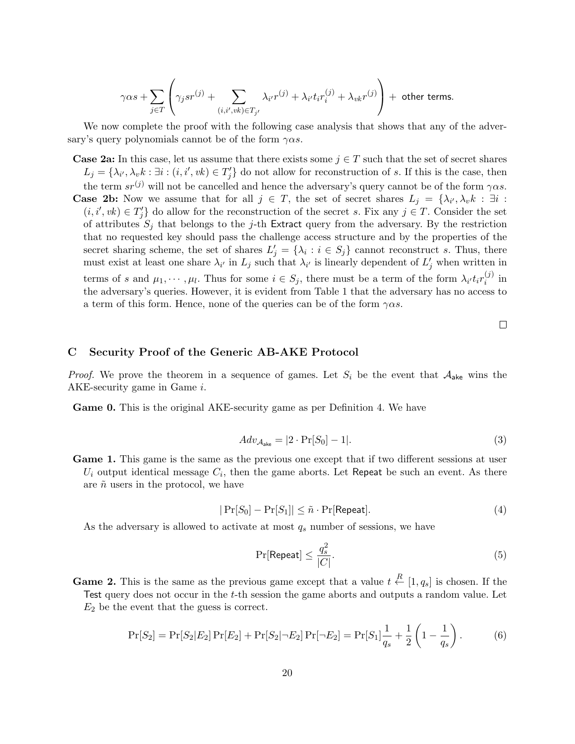$$\gamma\alpha s + \sum_{j \in T} \left( \gamma_j s r^{(j)} + \sum_{(i,i',vk) \in T_{j'}} \lambda_{i'} r^{(j)} + \lambda_{i'} t_i r_i^{(j)} + \lambda_{vk} r^{(j)} \right) + \text{ other terms.}$$

We now complete the proof with the following case analysis that shows that any of the adversary's query polynomials cannot be of the form $\gamma\alpha s$.

**Case 2a:** In this case, let us assume that there exists some $j \in T$ such that the set of secret shares $L_j = \{\lambda_{i'}, \lambda_v k : \exists i : (i, i', vk) \in T'_j\}$ do not allow for reconstruction of $s$. If this is the case, then the term $sr^{(j)}$ will not be cancelled and hence the adversary's query cannot be of the form $\gamma\alpha s$.

**Case 2b:** Now we assume that for all $j \in T$, the set of secret shares $L_j = \{\lambda_{i'}, \lambda_v k : \exists i : (i, i', vk) \in T'_j\}$ do allow for the reconstruction of the secret $s$. Fix any $j \in T$. Consider the set of attributes $S_j$ that belongs to the $j$-th Extract query from the adversary. By the restriction that no requested key should pass the challenge access structure and by the properties of the secret sharing scheme, the set of shares $L'_j = \{\lambda_i : i \in S_j\}$ cannot reconstruct $s$. Thus, there must exist at least one share $\lambda_{i'}$ in $L_j$ such that $\lambda_{i'}$ is linearly dependent of $L'_j$ when written in terms of $s$ and $\mu_1, \cdots, \mu_l$. Thus for some $i \in S_j$, there must be a term of the form $\lambda_{i'} t_i r_i^{(j)}$ in the adversary's queries. However, it is evident from Table 1 that the adversary has no access to a term of this form. Hence, none of the queries can be of the form $\gamma\alpha s$.

□

## C Security Proof of the Generic AB-AKE Protocol

*Proof.* We prove the theorem in a sequence of games. Let $S_i$ be the event that $\mathcal{A}_{\mathsf{ake}}$ wins the AKE-security game in Game $i$.

**Game 0.** This is the original AKE-security game as per Definition 4. We have

$$Adv_{\mathcal{A}_{\mathsf{ake}}} = |2 \cdot \Pr[S_0] - 1|. \tag{3}$$

**Game 1.** This game is the same as the previous one except that if two different sessions at user $U_i$ output identical message $C_i$, then the game aborts. Let Repeat be such an event. As there are $\tilde{n}$ users in the protocol, we have

$$|\Pr[S_0] - \Pr[S_1]| \leq \tilde{n} \cdot \Pr[\mathsf{Repeat}]. \tag{4}$$

As the adversary is allowed to activate at most $q_s$ number of sessions, we have

$$\Pr[\mathsf{Repeat}] \leq \frac{q_s^2}{|C|}. \tag{5}$$

**Game 2.** This is the same as the previous game except that a value $t \xleftarrow{R} [1, q_s]$ is chosen. If the Test query does not occur in the $t$-th session the game aborts and outputs a random value. Let $E_2$ be the event that the guess is correct.

$$\Pr[S_2] = \Pr[S_2|E_2]\Pr[E_2] + \Pr[S_2|\neg E_2]\Pr[\neg E_2] = \Pr[S_1]\frac{1}{q_s} + \frac{1}{2}\left(1 - \frac{1}{q_s}\right). \tag{6}$$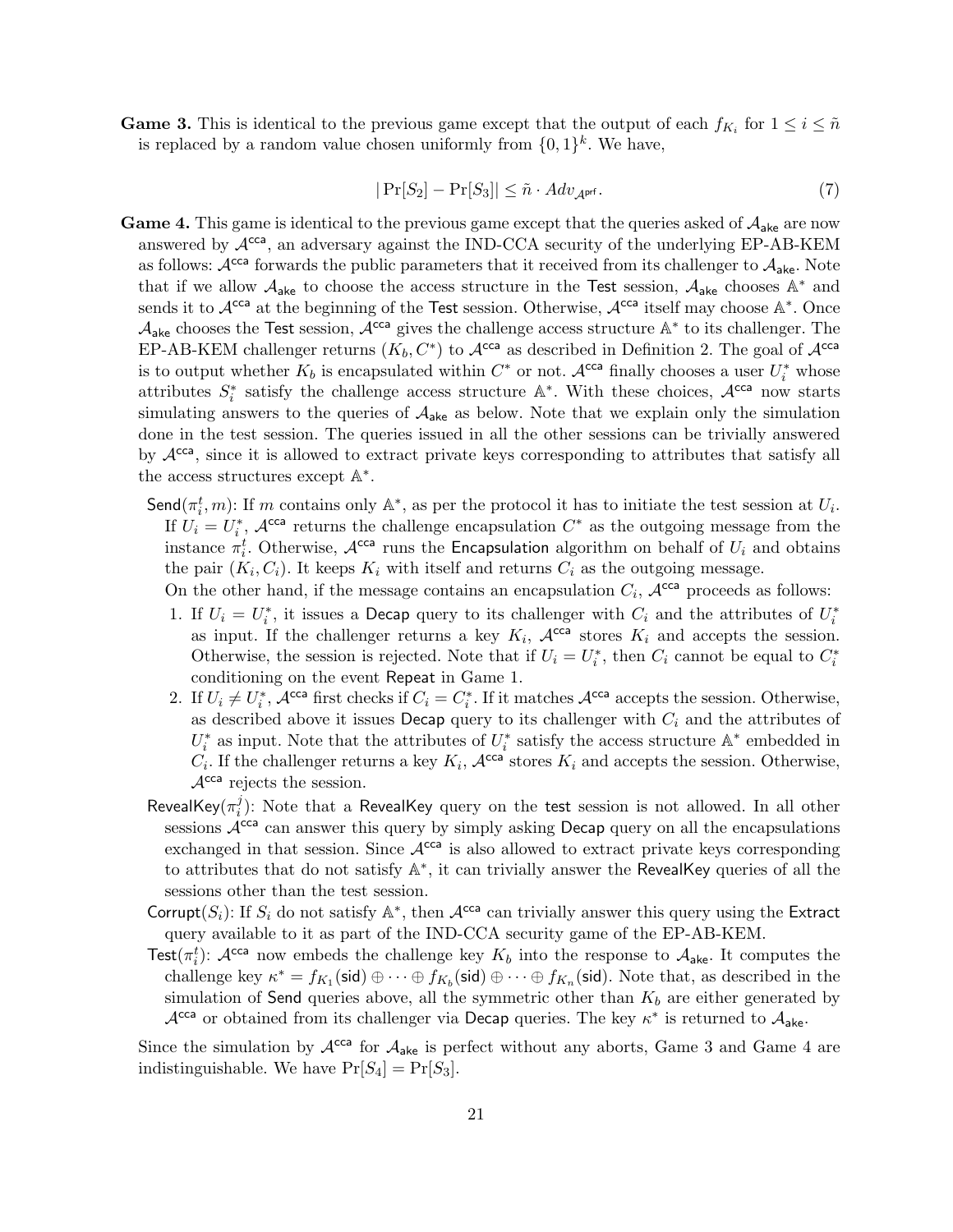**Game 3.** This is identical to the previous game except that the output of each $f_{K_i}$ for $1 \leq i \leq \tilde{n}$ is replaced by a random value chosen uniformly from $\{0,1\}^k$. We have,

$$|\Pr[S_2] - \Pr[S_3]| \leq \tilde{n} \cdot Adv_{\mathcal{A}^{\mathsf{prf}}}. \tag{7}$$

**Game 4.** This game is identical to the previous game except that the queries asked of $\mathcal{A}_{\mathsf{ake}}$ are now answered by $\mathcal{A}^{\mathsf{cca}}$, an adversary against the IND-CCA security of the underlying EP-AB-KEM as follows: $\mathcal{A}^{\mathsf{cca}}$ forwards the public parameters that it received from its challenger to $\mathcal{A}_{\mathsf{ake}}$. Note that if we allow $\mathcal{A}_{\mathsf{ake}}$ to choose the access structure in the $\mathsf{Test}$ session, $\mathcal{A}_{\mathsf{ake}}$ chooses $\mathbb{A}^*$ and sends it to $\mathcal{A}^{\mathsf{cca}}$ at the beginning of the $\mathsf{Test}$ session. Otherwise, $\mathcal{A}^{\mathsf{cca}}$ itself may choose $\mathbb{A}^*$. Once $\mathcal{A}_{\mathsf{ake}}$ chooses the $\mathsf{Test}$ session, $\mathcal{A}^{\mathsf{cca}}$ gives the challenge access structure $\mathbb{A}^*$ to its challenger. The EP-AB-KEM challenger returns $(K_b, C^*)$ to $\mathcal{A}^{\mathsf{cca}}$ as described in Definition 2. The goal of $\mathcal{A}^{\mathsf{cca}}$ is to output whether $K_b$ is encapsulated within $C^*$ or not. $\mathcal{A}^{\mathsf{cca}}$ finally chooses a user $U_i^*$ whose attributes $S_i^*$ satisfy the challenge access structure $\mathbb{A}^*$. With these choices, $\mathcal{A}^{\mathsf{cca}}$ now starts simulating answers to the queries of $\mathcal{A}_{\mathsf{ake}}$ as below. Note that we explain only the simulation done in the test session. The queries issued in all the other sessions can be trivially answered by $\mathcal{A}^{\mathsf{cca}}$, since it is allowed to extract private keys corresponding to attributes that satisfy all the access structures except $\mathbb{A}^*$.

$\mathsf{Send}(\pi_i^t, m)$: If $m$ contains only $\mathbb{A}^*$, as per the protocol it has to initiate the test session at $U_i$. If $U_i = U_i^*$, $\mathcal{A}^{\mathsf{cca}}$ returns the challenge encapsulation $C^*$ as the outgoing message from the instance $\pi_i^t$. Otherwise, $\mathcal{A}^{\mathsf{cca}}$ runs the $\mathsf{Encapsulation}$ algorithm on behalf of $U_i$ and obtains the pair $(K_i, C_i)$. It keeps $K_i$ with itself and returns $C_i$ as the outgoing message.

On the other hand, if the message contains an encapsulation $C_i$, $\mathcal{A}^{\mathsf{cca}}$ proceeds as follows:

1. If $U_i = U_i^*$, it issues a $\mathsf{Decap}$ query to its challenger with $C_i$ and the attributes of $U_i^*$ as input. If the challenger returns a key $K_i$, $\mathcal{A}^{\mathsf{cca}}$ stores $K_i$ and accepts the session. Otherwise, the session is rejected. Note that if $U_i = U_i^*$, then $C_i$ cannot be equal to $C_i^*$ conditioning on the event $\mathsf{Repeat}$ in Game 1.
2. If $U_i \neq U_i^*$, $\mathcal{A}^{\mathsf{cca}}$ first checks if $C_i = C_i^*$. If it matches $\mathcal{A}^{\mathsf{cca}}$ accepts the session. Otherwise, as described above it issues $\mathsf{Decap}$ query to its challenger with $C_i$ and the attributes of $U_i^*$ as input. Note that the attributes of $U_i^*$ satisfy the access structure $\mathbb{A}^*$ embedded in $C_i$. If the challenger returns a key $K_i$, $\mathcal{A}^{\mathsf{cca}}$ stores $K_i$ and accepts the session. Otherwise, $\mathcal{A}^{\mathsf{cca}}$ rejects the session.

$\mathsf{RevealKey}(\pi_i^j)$: Note that a $\mathsf{RevealKey}$ query on the $\mathsf{test}$ session is not allowed. In all other sessions $\mathcal{A}^{\mathsf{cca}}$ can answer this query by simply asking $\mathsf{Decap}$ query on all the encapsulations exchanged in that session. Since $\mathcal{A}^{\mathsf{cca}}$ is also allowed to extract private keys corresponding to attributes that do not satisfy $\mathbb{A}^*$, it can trivially answer the $\mathsf{RevealKey}$ queries of all the sessions other than the test session.

$\mathsf{Corrupt}(S_i)$: If $S_i$ do not satisfy $\mathbb{A}^*$, then $\mathcal{A}^{\mathsf{cca}}$ can trivially answer this query using the $\mathsf{Extract}$ query available to it as part of the IND-CCA security game of the EP-AB-KEM.

$\mathsf{Test}(\pi_i^t)$: $\mathcal{A}^{\mathsf{cca}}$ now embeds the challenge key $K_b$ into the response to $\mathcal{A}_{\mathsf{ake}}$. It computes the challenge key $\kappa^* = f_{K_1}(\mathsf{sid}) \oplus \cdots \oplus f_{K_b}(\mathsf{sid}) \oplus \cdots \oplus f_{K_n}(\mathsf{sid})$. Note that, as described in the simulation of $\mathsf{Send}$ queries above, all the symmetric other than $K_b$ are either generated by $\mathcal{A}^{\mathsf{cca}}$ or obtained from its challenger via $\mathsf{Decap}$ queries. The key $\kappa^*$ is returned to $\mathcal{A}_{\mathsf{ake}}$.

Since the simulation by $\mathcal{A}^{\mathsf{cca}}$ for $\mathcal{A}_{\mathsf{ake}}$ is perfect without any aborts, Game 3 and Game 4 are indistinguishable. We have $\Pr[S_4] = \Pr[S_3]$.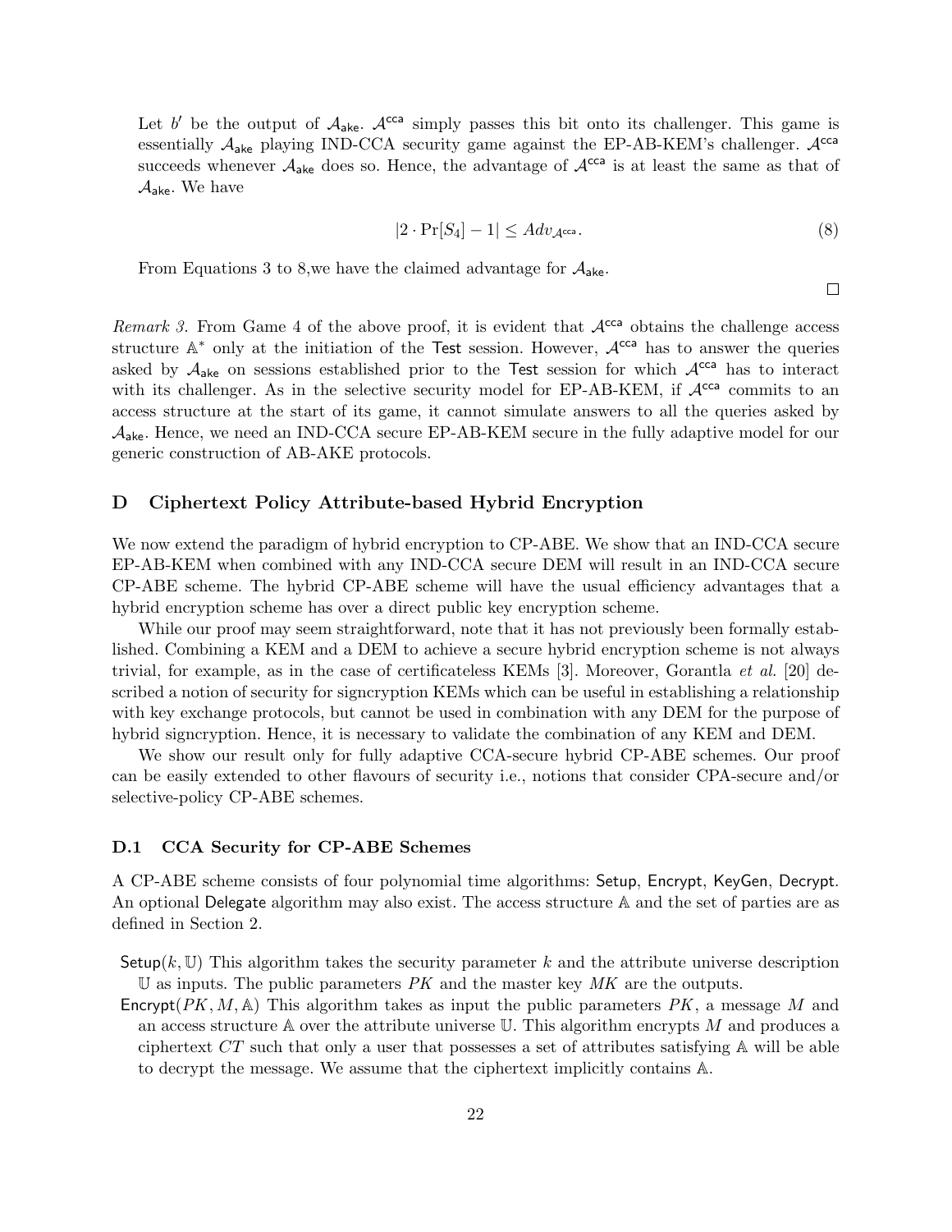Let $b'$ be the output of $\mathcal{A}_{\mathsf{ake}}$. $\mathcal{A}^{\mathsf{cca}}$ simply passes this bit onto its challenger. This game is essentially $\mathcal{A}_{\mathsf{ake}}$ playing IND-CCA security game against the EP-AB-KEM's challenger. $\mathcal{A}^{\mathsf{cca}}$ succeeds whenever $\mathcal{A}_{\mathsf{ake}}$ does so. Hence, the advantage of $\mathcal{A}^{\mathsf{cca}}$ is at least the same as that of $\mathcal{A}_{\mathsf{ake}}$. We have

$$|2 \cdot \Pr[S_4] - 1| \leq Adv_{\mathcal{A}^{\mathsf{cca}}}. \tag{8}$$

From Equations 3 to 8,we have the claimed advantage for $\mathcal{A}_{\mathsf{ake}}$.

□

*Remark 3.* From Game 4 of the above proof, it is evident that $\mathcal{A}^{\mathsf{cca}}$ obtains the challenge access structure $\mathbb{A}^*$ only at the initiation of the Test session. However, $\mathcal{A}^{\mathsf{cca}}$ has to answer the queries asked by $\mathcal{A}_{\mathsf{ake}}$ on sessions established prior to the Test session for which $\mathcal{A}^{\mathsf{cca}}$ has to interact with its challenger. As in the selective security model for EP-AB-KEM, if $\mathcal{A}^{\mathsf{cca}}$ commits to an access structure at the start of its game, it cannot simulate answers to all the queries asked by $\mathcal{A}_{\mathsf{ake}}$. Hence, we need an IND-CCA secure EP-AB-KEM secure in the fully adaptive model for our generic construction of AB-AKE protocols.

## D Ciphertext Policy Attribute-based Hybrid Encryption

We now extend the paradigm of hybrid encryption to CP-ABE. We show that an IND-CCA secure EP-AB-KEM when combined with any IND-CCA secure DEM will result in an IND-CCA secure CP-ABE scheme. The hybrid CP-ABE scheme will have the usual efficiency advantages that a hybrid encryption scheme has over a direct public key encryption scheme.

While our proof may seem straightforward, note that it has not previously been formally established. Combining a KEM and a DEM to achieve a secure hybrid encryption scheme is not always trivial, for example, as in the case of certificateless KEMs [3]. Moreover, Gorantla *et al.* [20] described a notion of security for signcryption KEMs which can be useful in establishing a relationship with key exchange protocols, but cannot be used in combination with any DEM for the purpose of hybrid signcryption. Hence, it is necessary to validate the combination of any KEM and DEM.

We show our result only for fully adaptive CCA-secure hybrid CP-ABE schemes. Our proof can be easily extended to other flavours of security i.e., notions that consider CPA-secure and/or selective-policy CP-ABE schemes.

### D.1 CCA Security for CP-ABE Schemes

A CP-ABE scheme consists of four polynomial time algorithms: Setup, Encrypt, KeyGen, Decrypt. An optional Delegate algorithm may also exist. The access structure $\mathbb{A}$ and the set of parties are as defined in Section 2.

- Setup$(k, \mathbb{U})$ This algorithm takes the security parameter $k$ and the attribute universe description $\mathbb{U}$ as inputs. The public parameters $PK$ and the master key $MK$ are the outputs.
- Encrypt$(PK, M, \mathbb{A})$ This algorithm takes as input the public parameters $PK$, a message $M$ and an access structure $\mathbb{A}$ over the attribute universe $\mathbb{U}$. This algorithm encrypts $M$ and produces a ciphertext $CT$ such that only a user that possesses a set of attributes satisfying $\mathbb{A}$ will be able to decrypt the message. We assume that the ciphertext implicitly contains $\mathbb{A}$.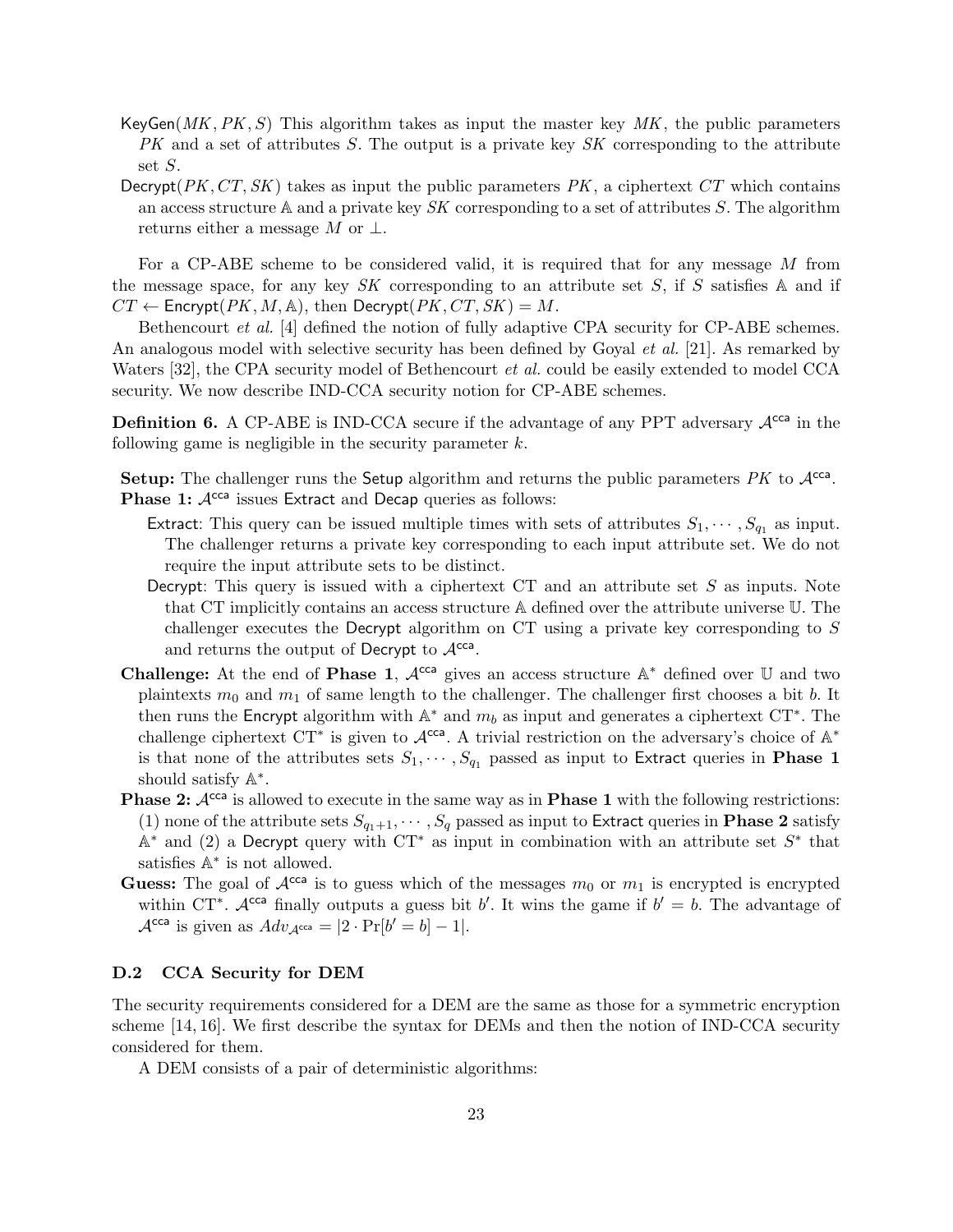KeyGen$(MK, PK, S)$ This algorithm takes as input the master key $MK$, the public parameters $PK$ and a set of attributes $S$. The output is a private key $SK$ corresponding to the attribute set $S$.

Decrypt$(PK, CT, SK)$ takes as input the public parameters $PK$, a ciphertext $CT$ which contains an access structure $\mathbb{A}$ and a private key $SK$ corresponding to a set of attributes $S$. The algorithm returns either a message $M$ or $\perp$.

For a CP-ABE scheme to be considered valid, it is required that for any message $M$ from the message space, for any key $SK$ corresponding to an attribute set $S$, if $S$ satisfies $\mathbb{A}$ and if $CT \leftarrow \mathsf{Encrypt}(PK, M, \mathbb{A})$, then $\mathsf{Decrypt}(PK, CT, SK) = M$.

Bethencourt *et al.* [4] defined the notion of fully adaptive CPA security for CP-ABE schemes. An analogous model with selective security has been defined by Goyal *et al.* [21]. As remarked by Waters [32], the CPA security model of Bethencourt *et al.* could be easily extended to model CCA security. We now describe IND-CCA security notion for CP-ABE schemes.

**Definition 6.** A CP-ABE is IND-CCA secure if the advantage of any PPT adversary $\mathcal{A}^{\mathsf{cca}}$ in the following game is negligible in the security parameter $k$.

**Setup:** The challenger runs the Setup algorithm and returns the public parameters $PK$ to $\mathcal{A}^{\mathsf{cca}}$.

**Phase 1:** $\mathcal{A}^{\mathsf{cca}}$ issues Extract and Decap queries as follows:

- Extract: This query can be issued multiple times with sets of attributes $S_1, \cdots, S_{q_1}$ as input. The challenger returns a private key corresponding to each input attribute set. We do not require the input attribute sets to be distinct.
- Decrypt: This query is issued with a ciphertext CT and an attribute set $S$ as inputs. Note that CT implicitly contains an access structure $\mathbb{A}$ defined over the attribute universe $\mathbb{U}$. The challenger executes the Decrypt algorithm on CT using a private key corresponding to $S$ and returns the output of Decrypt to $\mathcal{A}^{\mathsf{cca}}$.

**Challenge:** At the end of **Phase 1**, $\mathcal{A}^{\mathsf{cca}}$ gives an access structure $\mathbb{A}^*$ defined over $\mathbb{U}$ and two plaintexts $m_0$ and $m_1$ of same length to the challenger. The challenger first chooses a bit $b$. It then runs the Encrypt algorithm with $\mathbb{A}^*$ and $m_b$ as input and generates a ciphertext $\mathrm{CT}^*$. The challenge ciphertext $\mathrm{CT}^*$ is given to $\mathcal{A}^{\mathsf{cca}}$. A trivial restriction on the adversary's choice of $\mathbb{A}^*$ is that none of the attributes sets $S_1, \cdots, S_{q_1}$ passed as input to Extract queries in **Phase 1** should satisfy $\mathbb{A}^*$.

**Phase 2:** $\mathcal{A}^{\mathsf{cca}}$ is allowed to execute in the same way as in **Phase 1** with the following restrictions: (1) none of the attribute sets $S_{q_1+1}, \cdots, S_q$ passed as input to Extract queries in **Phase 2** satisfy $\mathbb{A}^*$ and (2) a Decrypt query with $\mathrm{CT}^*$ as input in combination with an attribute set $S^*$ that satisfies $\mathbb{A}^*$ is not allowed.

**Guess:** The goal of $\mathcal{A}^{\mathsf{cca}}$ is to guess which of the messages $m_0$ or $m_1$ is encrypted is encrypted within $\mathrm{CT}^*$. $\mathcal{A}^{\mathsf{cca}}$ finally outputs a guess bit $b'$. It wins the game if $b' = b$. The advantage of $\mathcal{A}^{\mathsf{cca}}$ is given as $Adv_{\mathcal{A}^{\mathsf{cca}}} = |2 \cdot \Pr[b' = b] - 1|$.

### D.2 CCA Security for DEM

The security requirements considered for a DEM are the same as those for a symmetric encryption scheme [14, 16]. We first describe the syntax for DEMs and then the notion of IND-CCA security considered for them.

A DEM consists of a pair of deterministic algorithms: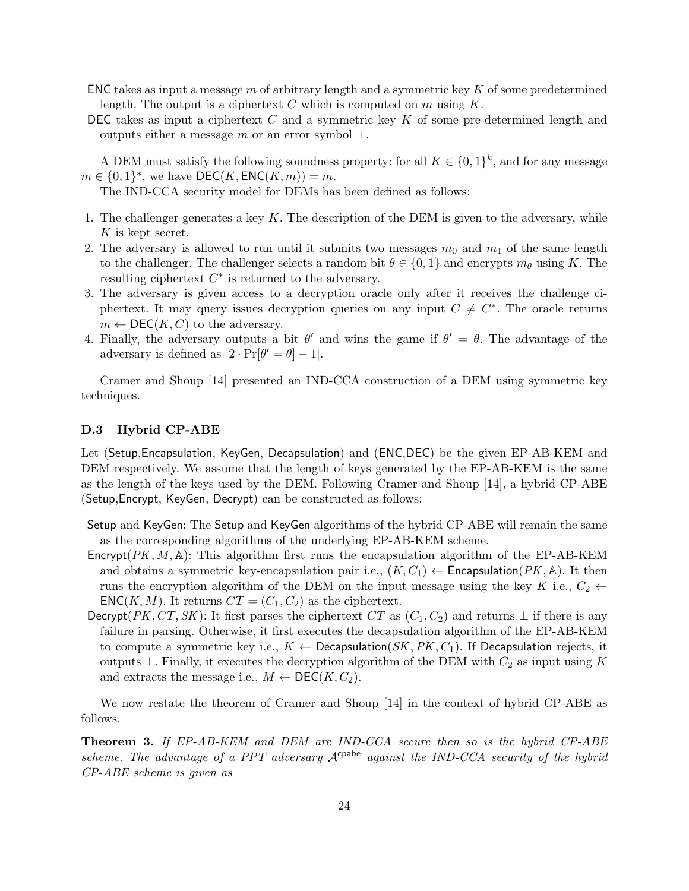ENC takes as input a message $m$ of arbitrary length and a symmetric key $K$ of some predetermined length. The output is a ciphertext $C$ which is computed on $m$ using $K$.

DEC takes as input a ciphertext $C$ and a symmetric key $K$ of some pre-determined length and outputs either a message $m$ or an error symbol $\perp$.

A DEM must satisfy the following soundness property: for all $K \in \{0,1\}^k$, and for any message $m \in \{0,1\}^*$, we have $\mathsf{DEC}(K, \mathsf{ENC}(K, m)) = m$.

The IND-CCA security model for DEMs has been defined as follows:

1. The challenger generates a key $K$. The description of the DEM is given to the adversary, while $K$ is kept secret.
2. The adversary is allowed to run until it submits two messages $m_0$ and $m_1$ of the same length to the challenger. The challenger selects a random bit $\theta \in \{0,1\}$ and encrypts $m_\theta$ using $K$. The resulting ciphertext $C^*$ is returned to the adversary.
3. The adversary is given access to a decryption oracle only after it receives the challenge ciphertext. It may query issues decryption queries on any input $C \neq C^*$. The oracle returns $m \leftarrow \mathsf{DEC}(K, C)$ to the adversary.
4. Finally, the adversary outputs a bit $\theta'$ and wins the game if $\theta' = \theta$. The advantage of the adversary is defined as $|2 \cdot \Pr[\theta' = \theta] - 1|$.

Cramer and Shoup [14] presented an IND-CCA construction of a DEM using symmetric key techniques.

### D.3 Hybrid CP-ABE

Let (Setup,Encapsulation, KeyGen, Decapsulation) and (ENC,DEC) be the given EP-AB-KEM and DEM respectively. We assume that the length of keys generated by the EP-AB-KEM is the same as the length of the keys used by the DEM. Following Cramer and Shoup [14], a hybrid CP-ABE (Setup,Encrypt, KeyGen, Decrypt) can be constructed as follows:

Setup and KeyGen: The Setup and KeyGen algorithms of the hybrid CP-ABE will remain the same as the corresponding algorithms of the underlying EP-AB-KEM scheme.

Encrypt($PK, M, \mathbb{A}$): This algorithm first runs the encapsulation algorithm of the EP-AB-KEM and obtains a symmetric key-encapsulation pair i.e., $(K, C_1) \leftarrow \mathsf{Encapsulation}(PK, \mathbb{A})$. It then runs the encryption algorithm of the DEM on the input message using the key $K$ i.e., $C_2 \leftarrow \mathsf{ENC}(K, M)$. It returns $CT = (C_1, C_2)$ as the ciphertext.

Decrypt($PK, CT, SK$): It first parses the ciphertext $CT$ as $(C_1, C_2)$ and returns $\perp$ if there is any failure in parsing. Otherwise, it first executes the decapsulation algorithm of the EP-AB-KEM to compute a symmetric key i.e., $K \leftarrow \mathsf{Decapsulation}(SK, PK, C_1)$. If Decapsulation rejects, it outputs $\perp$. Finally, it executes the decryption algorithm of the DEM with $C_2$ as input using $K$ and extracts the message i.e., $M \leftarrow \mathsf{DEC}(K, C_2)$.

We now restate the theorem of Cramer and Shoup [14] in the context of hybrid CP-ABE as follows.

**Theorem 3.** *If EP-AB-KEM and DEM are IND-CCA secure then so is the hybrid CP-ABE scheme. The advantage of a PPT adversary $\mathcal{A}^{\mathsf{cpabe}}$ against the IND-CCA security of the hybrid CP-ABE scheme is given as*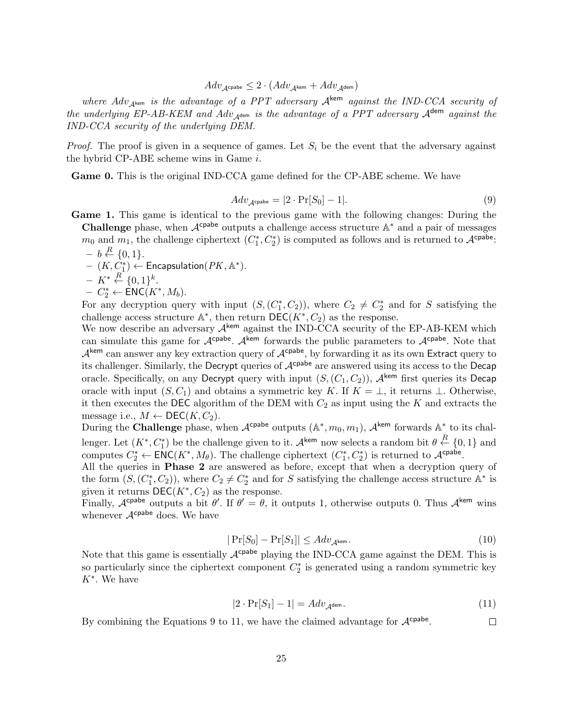$$Adv_{\mathcal{A}^{\mathsf{cpabe}}} \leq 2 \cdot (Adv_{\mathcal{A}^{\mathsf{kem}}} + Adv_{\mathcal{A}^{\mathsf{dem}}})$$

*where $Adv_{\mathcal{A}^{\mathsf{kem}}}$ is the advantage of a PPT adversary $\mathcal{A}^{\mathsf{kem}}$ against the IND-CCA security of the underlying EP-AB-KEM and $Adv_{\mathcal{A}^{\mathsf{dem}}}$ is the advantage of a PPT adversary $\mathcal{A}^{\mathsf{dem}}$ against the IND-CCA security of the underlying DEM.*

*Proof.* The proof is given in a sequence of games. Let $S_i$ be the event that the adversary against the hybrid CP-ABE scheme wins in Game $i$.

**Game 0.** This is the original IND-CCA game defined for the CP-ABE scheme. We have

$$Adv_{\mathcal{A}^{\mathsf{cpabe}}} = |2 \cdot \Pr[S_0] - 1|. \tag{9}$$

**Game 1.** This game is identical to the previous game with the following changes: During the **Challenge** phase, when $\mathcal{A}^{\mathsf{cpabe}}$ outputs a challenge access structure $\mathbb{A}^*$ and a pair of messages $m_0$ and $m_1$, the challenge ciphertext $(C_1^*, C_2^*)$ is computed as follows and is returned to $\mathcal{A}^{\mathsf{cpabe}}$:

- $b \xleftarrow{R} \{0,1\}$.
- $(K, C_1^*) \leftarrow \mathsf{Encapsulation}(PK, \mathbb{A}^*)$.
- $K^* \xleftarrow{R} \{0,1\}^k$.
- $C_2^* \leftarrow \mathsf{ENC}(K^*, M_b)$.

For any decryption query with input $(S, (C_1^*, C_2))$, where $C_2 \neq C_2^*$ and for $S$ satisfying the challenge access structure $\mathbb{A}^*$, then return $\mathsf{DEC}(K^*, C_2)$ as the response.

We now describe an adversary $\mathcal{A}^{\mathsf{kem}}$ against the IND-CCA security of the EP-AB-KEM which can simulate this game for $\mathcal{A}^{\mathsf{cpabe}}$. $\mathcal{A}^{\mathsf{kem}}$ forwards the public parameters to $\mathcal{A}^{\mathsf{cpabe}}$. Note that $\mathcal{A}^{\mathsf{kem}}$ can answer any key extraction query of $\mathcal{A}^{\mathsf{cpabe}}$, by forwarding it as its own $\mathsf{Extract}$ query to its challenger. Similarly, the $\mathsf{Decrypt}$ queries of $\mathcal{A}^{\mathsf{cpabe}}$ are answered using its access to the $\mathsf{Decap}$ oracle. Specifically, on any $\mathsf{Decrypt}$ query with input $(S, (C_1, C_2))$, $\mathcal{A}^{\mathsf{kem}}$ first queries its $\mathsf{Decap}$ oracle with input $(S, C_1)$ and obtains a symmetric key $K$. If $K = \perp$, it returns $\perp$. Otherwise, it then executes the $\mathsf{DEC}$ algorithm of the DEM with $C_2$ as input using the $K$ and extracts the message i.e., $M \leftarrow \mathsf{DEC}(K, C_2)$.

During the **Challenge** phase, when $\mathcal{A}^{\mathsf{cpabe}}$ outputs $(\mathbb{A}^*, m_0, m_1)$, $\mathcal{A}^{\mathsf{kem}}$ forwards $\mathbb{A}^*$ to its challenger. Let $(K^*, C_1^*)$ be the challenge given to it. $\mathcal{A}^{\mathsf{kem}}$ now selects a random bit $\theta \xleftarrow{R} \{0,1\}$ and computes $C_2^* \leftarrow \mathsf{ENC}(K^*, M_\theta)$. The challenge ciphertext $(C_1^*, C_2^*)$ is returned to $\mathcal{A}^{\mathsf{cpabe}}$.

All the queries in **Phase 2** are answered as before, except that when a decryption query of the form $(S, (C_1^*, C_2))$, where $C_2 \neq C_2^*$ and for $S$ satisfying the challenge access structure $\mathbb{A}^*$ is given it returns $\mathsf{DEC}(K^*, C_2)$ as the response.

Finally, $\mathcal{A}^{\mathsf{cpabe}}$ outputs a bit $\theta'$. If $\theta' = \theta$, it outputs 1, otherwise outputs 0. Thus $\mathcal{A}^{\mathsf{kem}}$ wins whenever $\mathcal{A}^{\mathsf{cpabe}}$ does. We have

$$|\Pr[S_0] - \Pr[S_1]| \leq Adv_{\mathcal{A}^{\mathsf{kem}}}. \tag{10}$$

Note that this game is essentially $\mathcal{A}^{\mathsf{cpabe}}$ playing the IND-CCA game against the DEM. This is so particularly since the ciphertext component $C_2^*$ is generated using a random symmetric key $K^*$. We have

$$|2 \cdot \Pr[S_1] - 1| = Adv_{\mathcal{A}^{\mathsf{dem}}}. \tag{11}$$

By combining the Equations 9 to 11, we have the claimed advantage for $\mathcal{A}^{\mathsf{cpabe}}$. $\square$